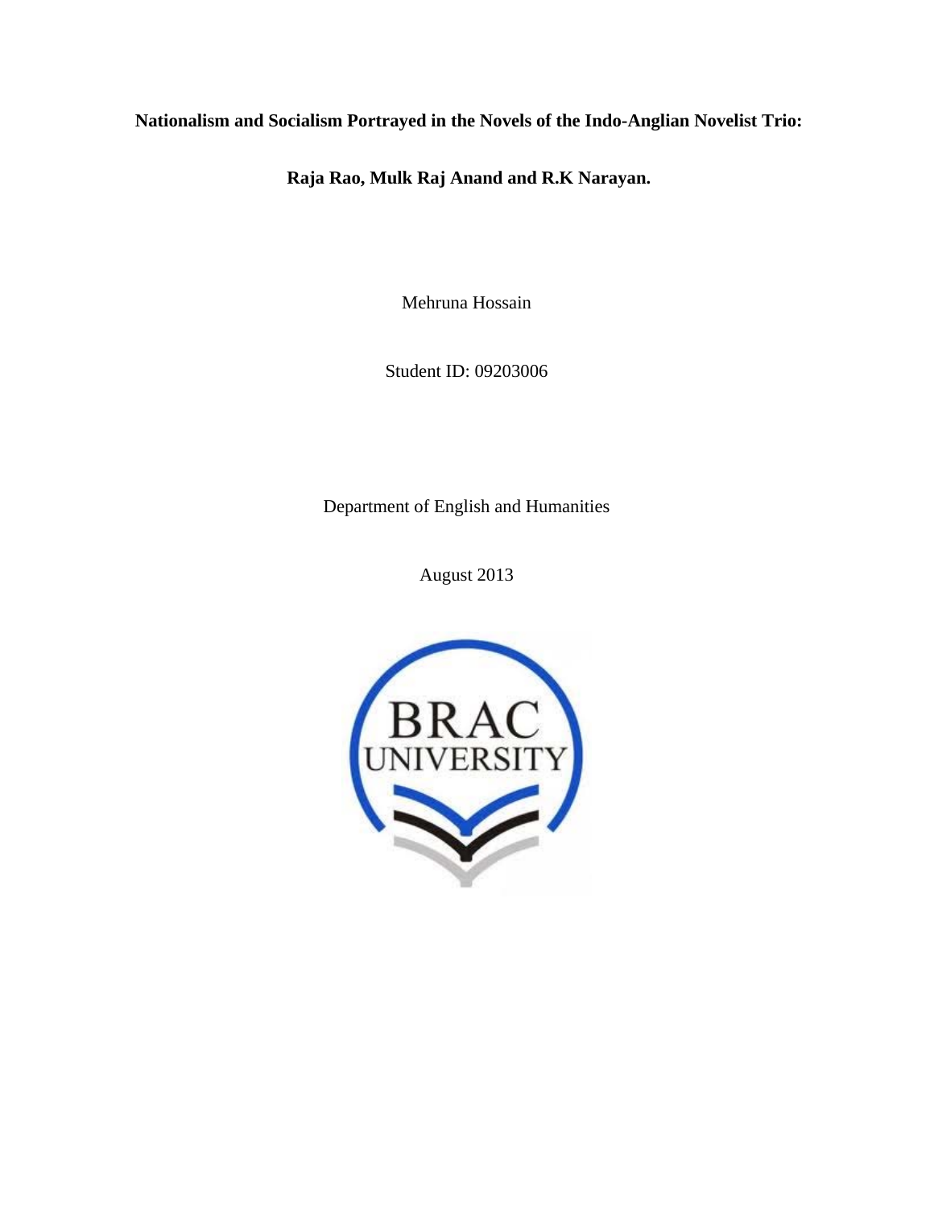**Nationalism and Socialism Portrayed in the Novels of the Indo-Anglian Novelist Trio:**

**Raja Rao, Mulk Raj Anand and R.K Narayan.**

Mehruna Hossain

Student ID: 09203006

Department of English and Humanities

August 2013

BRAC UNIVERSITY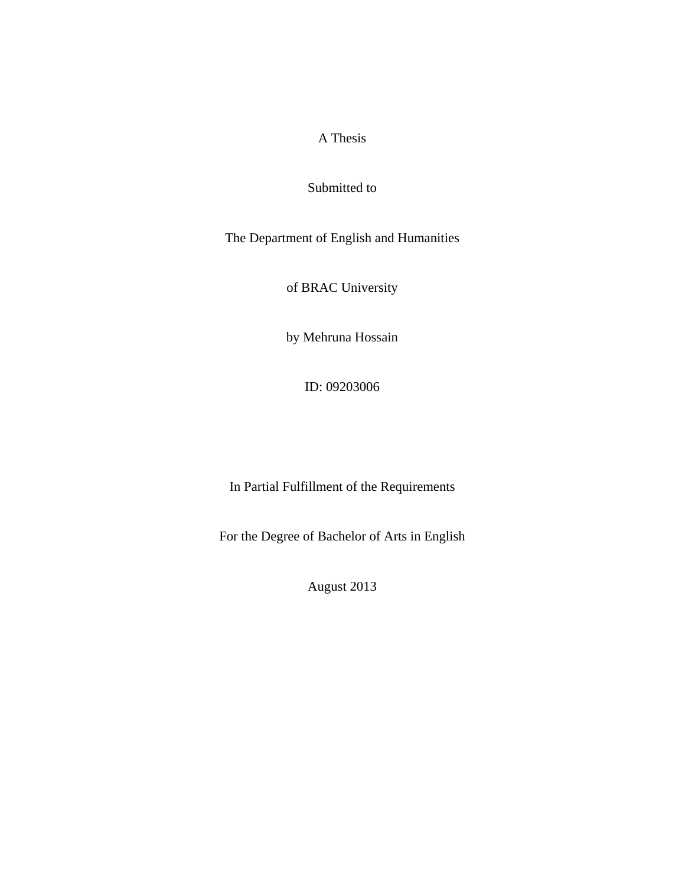A Thesis

Submitted to

The Department of English and Humanities

of BRAC University

by Mehruna Hossain

ID: 09203006

In Partial Fulfillment of the Requirements

For the Degree of Bachelor of Arts in English

August 2013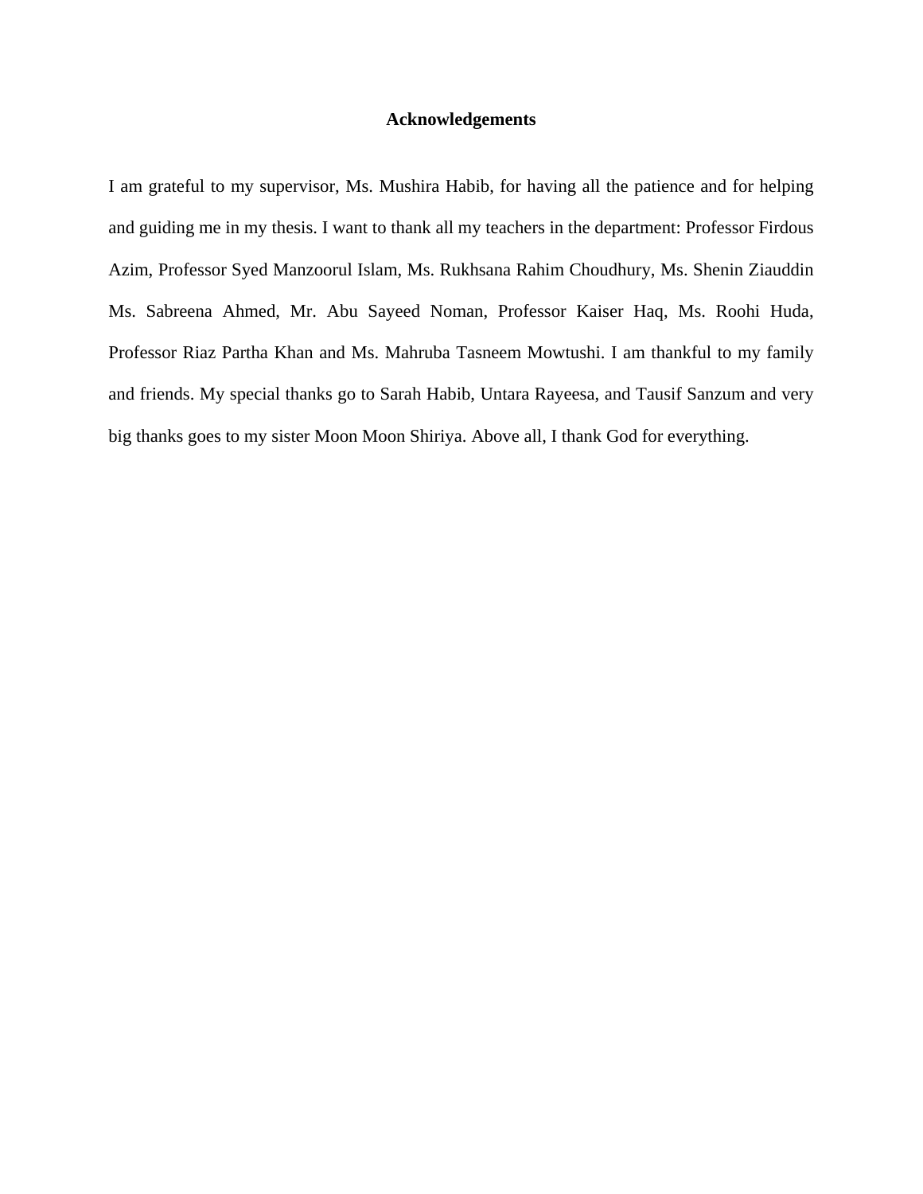# Acknowledgements

I am grateful to my supervisor, Ms. Mushira Habib, for having all the patience and for helping and guiding me in my thesis. I want to thank all my teachers in the department: Professor Firdous Azim, Professor Syed Manzoorul Islam, Ms. Rukhsana Rahim Choudhury, Ms. Shenin Ziauddin Ms. Sabreena Ahmed, Mr. Abu Sayeed Noman, Professor Kaiser Haq, Ms. Roohi Huda, Professor Riaz Partha Khan and Ms. Mahruba Tasneem Mowtushi. I am thankful to my family and friends. My special thanks go to Sarah Habib, Untara Rayeesa, and Tausif Sanzum and very big thanks goes to my sister Moon Moon Shiriya. Above all, I thank God for everything.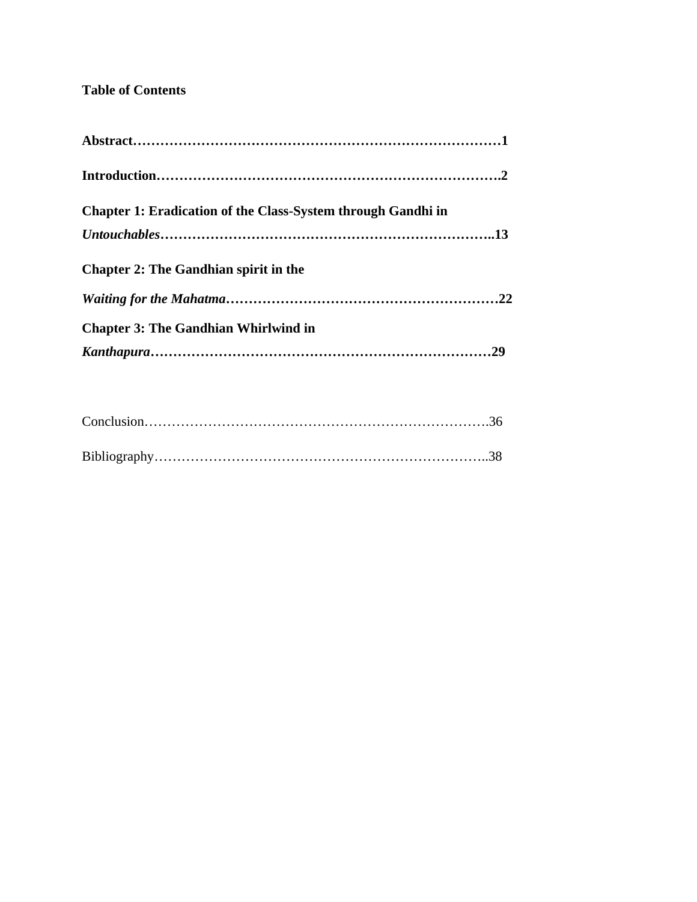**Table of Contents**

**Abstract……………………………………………………………………1**

**Introduction……………………………………………………………….2**

**Chapter 1: Eradication of the Class-System through Gandhi in *Untouchables*……………………………………………………………..13**

**Chapter 2: The Gandhian spirit in the *Waiting for the Mahatma*……………………………………………………22**

**Chapter 3: The Gandhian Whirlwind in *Kanthapura*…………………………………………………………………29**

Conclusion………………………………………………………………….36

Bibliography………………………………………………………………..38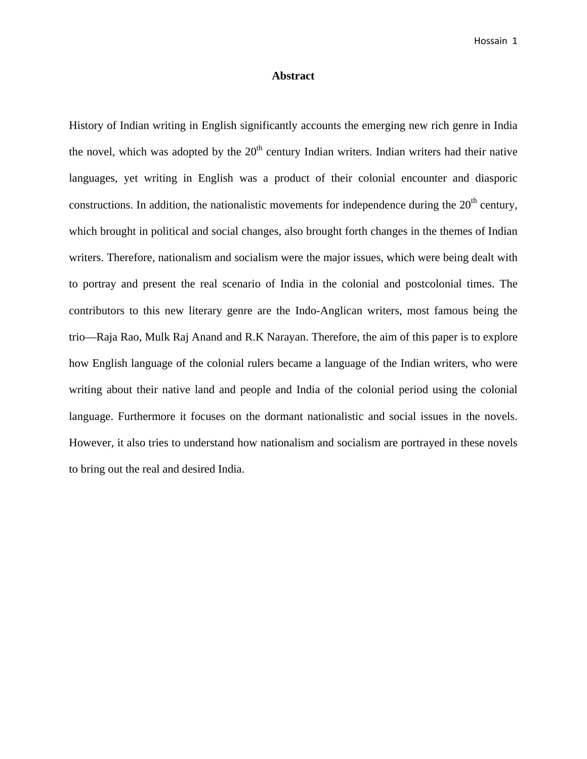# Abstract

History of Indian writing in English significantly accounts the emerging new rich genre in India the novel, which was adopted by the 20th century Indian writers. Indian writers had their native languages, yet writing in English was a product of their colonial encounter and diasporic constructions. In addition, the nationalistic movements for independence during the 20th century, which brought in political and social changes, also brought forth changes in the themes of Indian writers. Therefore, nationalism and socialism were the major issues, which were being dealt with to portray and present the real scenario of India in the colonial and postcolonial times. The contributors to this new literary genre are the Indo-Anglican writers, most famous being the trio—Raja Rao, Mulk Raj Anand and R.K Narayan. Therefore, the aim of this paper is to explore how English language of the colonial rulers became a language of the Indian writers, who were writing about their native land and people and India of the colonial period using the colonial language. Furthermore it focuses on the dormant nationalistic and social issues in the novels. However, it also tries to understand how nationalism and socialism are portrayed in these novels to bring out the real and desired India.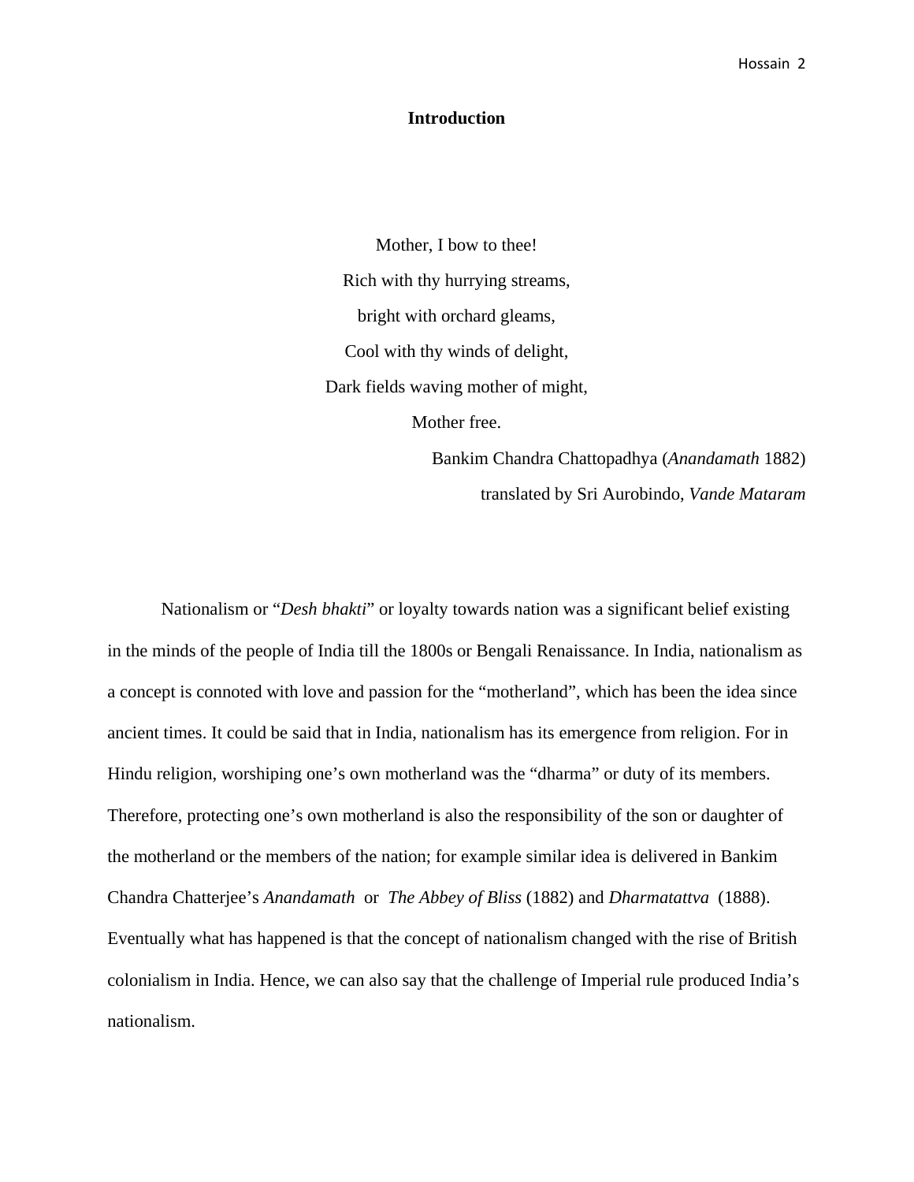## Introduction

Mother, I bow to thee!  
Rich with thy hurrying streams,  
bright with orchard gleams,  
Cool with thy winds of delight,  
Dark fields waving mother of might,  
Mother free.

Bankim Chandra Chattopadhya (*Anandamath* 1882)  
translated by Sri Aurobindo, *Vande Mataram*

Nationalism or "*Desh bhakti*" or loyalty towards nation was a significant belief existing in the minds of the people of India till the 1800s or Bengali Renaissance. In India, nationalism as a concept is connoted with love and passion for the "motherland", which has been the idea since ancient times. It could be said that in India, nationalism has its emergence from religion. For in Hindu religion, worshiping one's own motherland was the "dharma" or duty of its members. Therefore, protecting one's own motherland is also the responsibility of the son or daughter of the motherland or the members of the nation; for example similar idea is delivered in Bankim Chandra Chatterjee's *Anandamath* or *The Abbey of Bliss* (1882) and *Dharmatattva* (1888). Eventually what has happened is that the concept of nationalism changed with the rise of British colonialism in India. Hence, we can also say that the challenge of Imperial rule produced India's nationalism.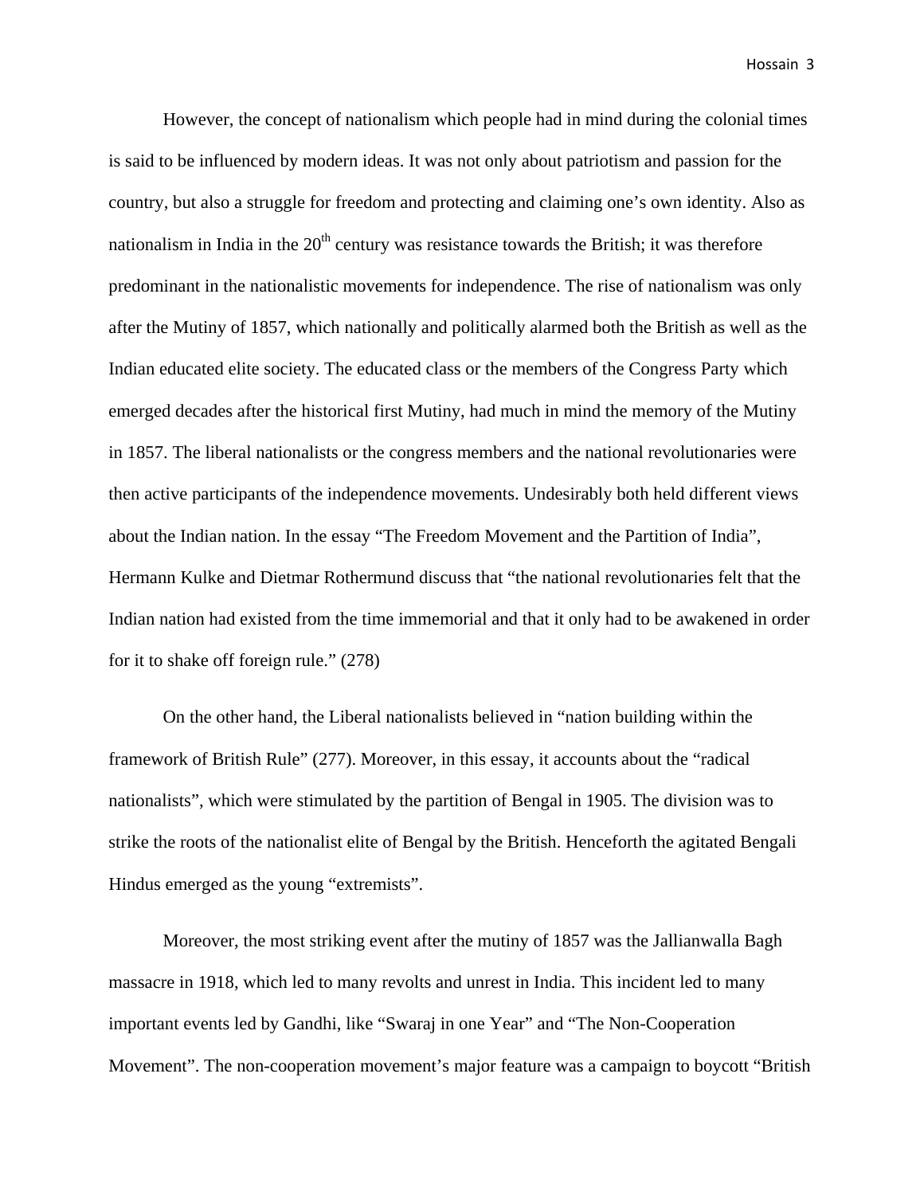However, the concept of nationalism which people had in mind during the colonial times is said to be influenced by modern ideas. It was not only about patriotism and passion for the country, but also a struggle for freedom and protecting and claiming one's own identity. Also as nationalism in India in the 20th century was resistance towards the British; it was therefore predominant in the nationalistic movements for independence. The rise of nationalism was only after the Mutiny of 1857, which nationally and politically alarmed both the British as well as the Indian educated elite society. The educated class or the members of the Congress Party which emerged decades after the historical first Mutiny, had much in mind the memory of the Mutiny in 1857. The liberal nationalists or the congress members and the national revolutionaries were then active participants of the independence movements. Undesirably both held different views about the Indian nation. In the essay "The Freedom Movement and the Partition of India", Hermann Kulke and Dietmar Rothermund discuss that "the national revolutionaries felt that the Indian nation had existed from the time immemorial and that it only had to be awakened in order for it to shake off foreign rule." (278)

On the other hand, the Liberal nationalists believed in "nation building within the framework of British Rule" (277). Moreover, in this essay, it accounts about the "radical nationalists", which were stimulated by the partition of Bengal in 1905. The division was to strike the roots of the nationalist elite of Bengal by the British. Henceforth the agitated Bengali Hindus emerged as the young "extremists".

Moreover, the most striking event after the mutiny of 1857 was the Jallianwalla Bagh massacre in 1918, which led to many revolts and unrest in India. This incident led to many important events led by Gandhi, like "Swaraj in one Year" and "The Non-Cooperation Movement". The non-cooperation movement's major feature was a campaign to boycott "British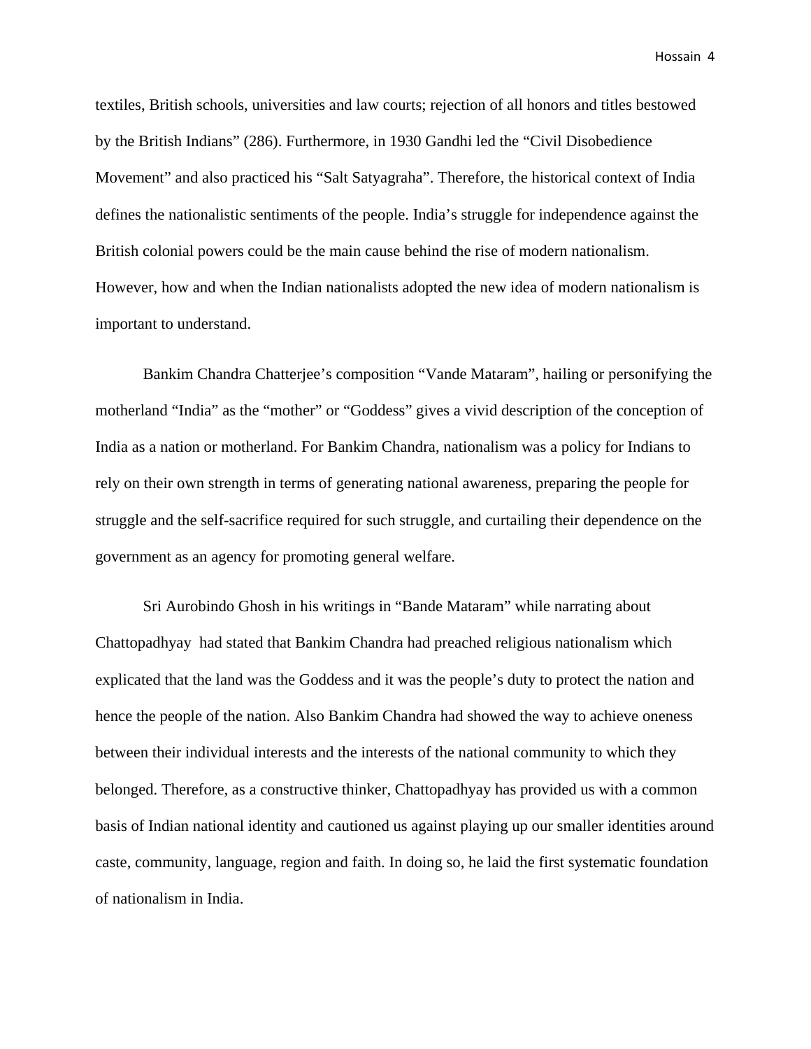textiles, British schools, universities and law courts; rejection of all honors and titles bestowed by the British Indians" (286). Furthermore, in 1930 Gandhi led the "Civil Disobedience Movement" and also practiced his "Salt Satyagraha". Therefore, the historical context of India defines the nationalistic sentiments of the people. India's struggle for independence against the British colonial powers could be the main cause behind the rise of modern nationalism. However, how and when the Indian nationalists adopted the new idea of modern nationalism is important to understand.

Bankim Chandra Chatterjee's composition "Vande Mataram", hailing or personifying the motherland "India" as the "mother" or "Goddess" gives a vivid description of the conception of India as a nation or motherland. For Bankim Chandra, nationalism was a policy for Indians to rely on their own strength in terms of generating national awareness, preparing the people for struggle and the self-sacrifice required for such struggle, and curtailing their dependence on the government as an agency for promoting general welfare.

Sri Aurobindo Ghosh in his writings in "Bande Mataram" while narrating about Chattopadhyay had stated that Bankim Chandra had preached religious nationalism which explicated that the land was the Goddess and it was the people's duty to protect the nation and hence the people of the nation. Also Bankim Chandra had showed the way to achieve oneness between their individual interests and the interests of the national community to which they belonged. Therefore, as a constructive thinker, Chattopadhyay has provided us with a common basis of Indian national identity and cautioned us against playing up our smaller identities around caste, community, language, region and faith. In doing so, he laid the first systematic foundation of nationalism in India.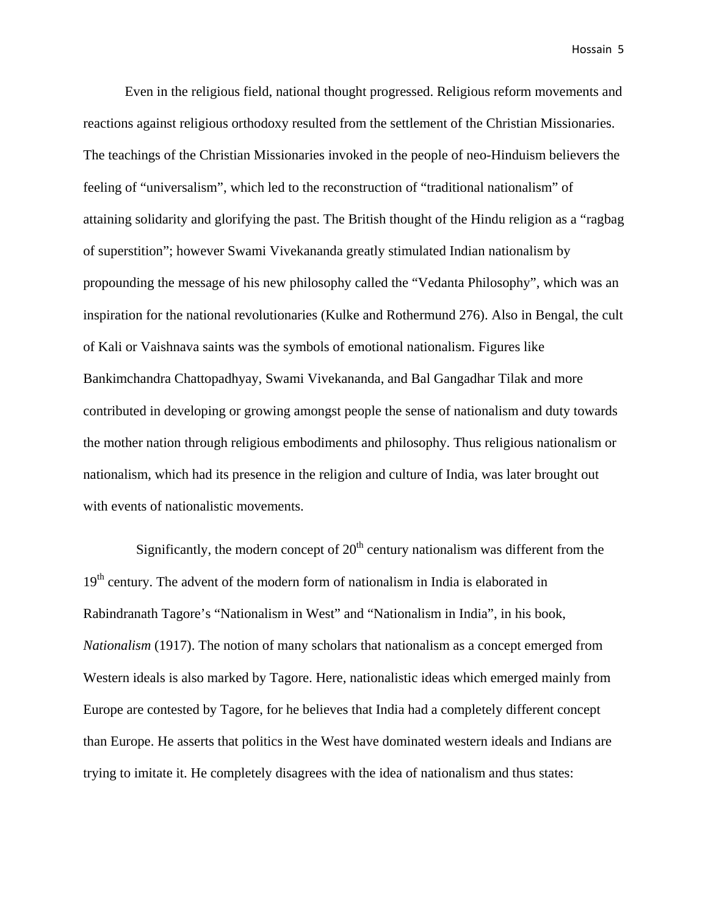Even in the religious field, national thought progressed. Religious reform movements and reactions against religious orthodoxy resulted from the settlement of the Christian Missionaries. The teachings of the Christian Missionaries invoked in the people of neo-Hinduism believers the feeling of "universalism", which led to the reconstruction of "traditional nationalism" of attaining solidarity and glorifying the past. The British thought of the Hindu religion as a "ragbag of superstition"; however Swami Vivekananda greatly stimulated Indian nationalism by propounding the message of his new philosophy called the "Vedanta Philosophy", which was an inspiration for the national revolutionaries (Kulke and Rothermund 276). Also in Bengal, the cult of Kali or Vaishnava saints was the symbols of emotional nationalism. Figures like Bankimchandra Chattopadhyay, Swami Vivekananda, and Bal Gangadhar Tilak and more contributed in developing or growing amongst people the sense of nationalism and duty towards the mother nation through religious embodiments and philosophy. Thus religious nationalism or nationalism, which had its presence in the religion and culture of India, was later brought out with events of nationalistic movements.

Significantly, the modern concept of 20th century nationalism was different from the 19th century. The advent of the modern form of nationalism in India is elaborated in Rabindranath Tagore's "Nationalism in West" and "Nationalism in India", in his book, *Nationalism* (1917). The notion of many scholars that nationalism as a concept emerged from Western ideals is also marked by Tagore. Here, nationalistic ideas which emerged mainly from Europe are contested by Tagore, for he believes that India had a completely different concept than Europe. He asserts that politics in the West have dominated western ideals and Indians are trying to imitate it. He completely disagrees with the idea of nationalism and thus states: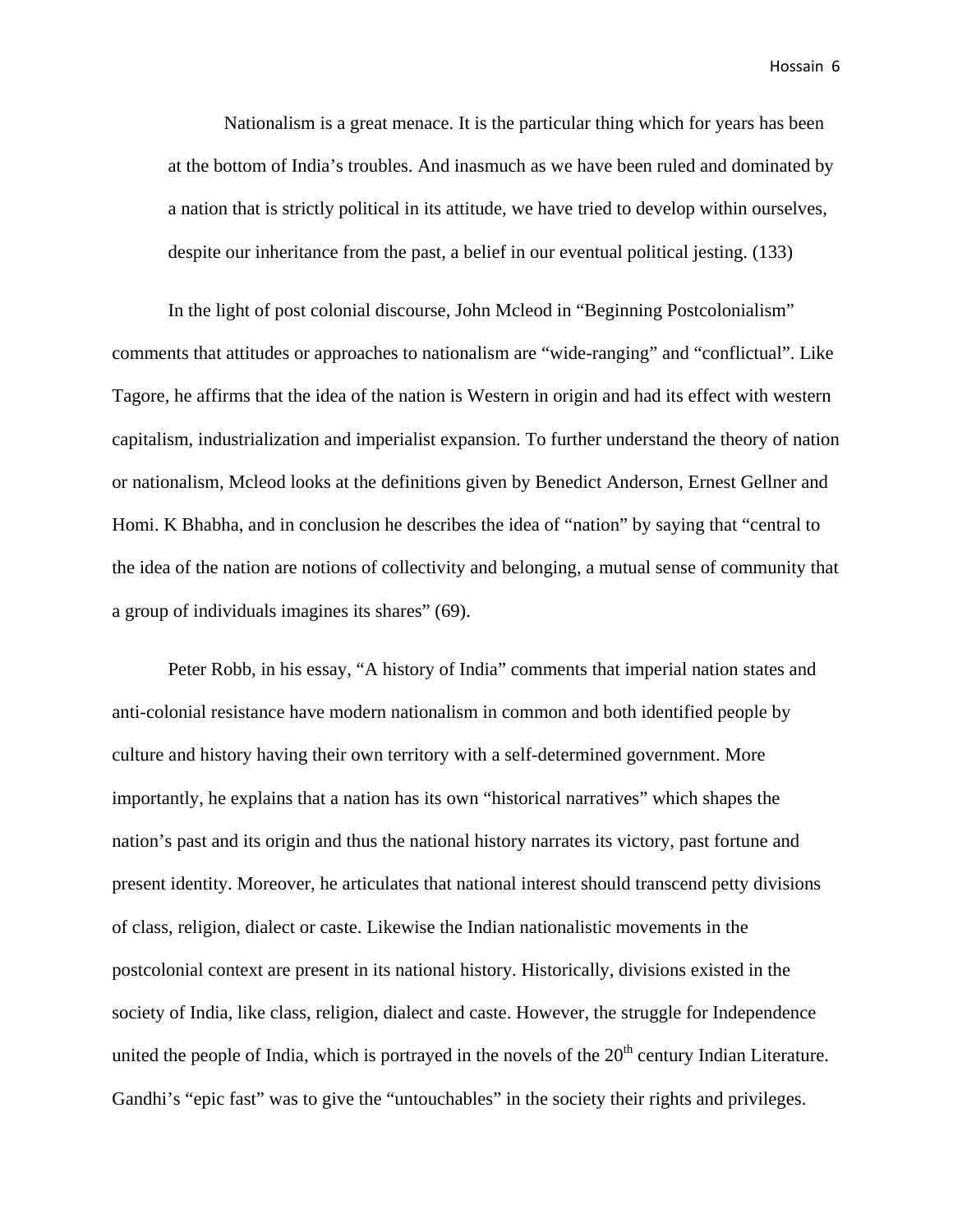> Nationalism is a great menace. It is the particular thing which for years has been at the bottom of India's troubles. And inasmuch as we have been ruled and dominated by a nation that is strictly political in its attitude, we have tried to develop within ourselves, despite our inheritance from the past, a belief in our eventual political jesting. (133)

In the light of post colonial discourse, John Mcleod in "Beginning Postcolonialism" comments that attitudes or approaches to nationalism are "wide-ranging" and "conflictual". Like Tagore, he affirms that the idea of the nation is Western in origin and had its effect with western capitalism, industrialization and imperialist expansion. To further understand the theory of nation or nationalism, Mcleod looks at the definitions given by Benedict Anderson, Ernest Gellner and Homi. K Bhabha, and in conclusion he describes the idea of "nation" by saying that "central to the idea of the nation are notions of collectivity and belonging, a mutual sense of community that a group of individuals imagines its shares" (69).

Peter Robb, in his essay, "A history of India" comments that imperial nation states and anti-colonial resistance have modern nationalism in common and both identified people by culture and history having their own territory with a self-determined government. More importantly, he explains that a nation has its own "historical narratives" which shapes the nation's past and its origin and thus the national history narrates its victory, past fortune and present identity. Moreover, he articulates that national interest should transcend petty divisions of class, religion, dialect or caste. Likewise the Indian nationalistic movements in the postcolonial context are present in its national history. Historically, divisions existed in the society of India, like class, religion, dialect and caste. However, the struggle for Independence united the people of India, which is portrayed in the novels of the 20th century Indian Literature. Gandhi's "epic fast" was to give the "untouchables" in the society their rights and privileges.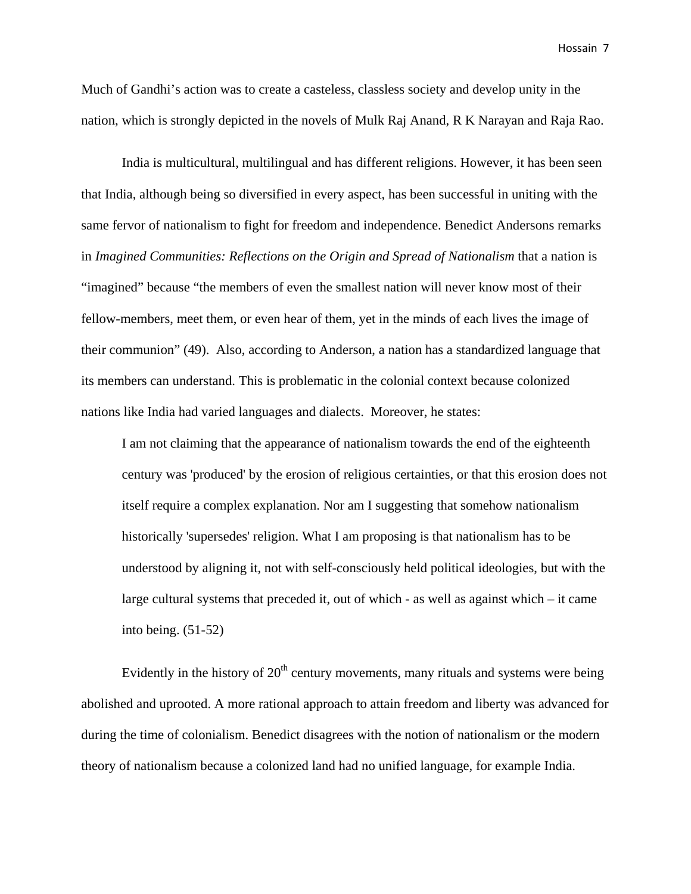Much of Gandhi's action was to create a casteless, classless society and develop unity in the nation, which is strongly depicted in the novels of Mulk Raj Anand, R K Narayan and Raja Rao.

India is multicultural, multilingual and has different religions. However, it has been seen that India, although being so diversified in every aspect, has been successful in uniting with the same fervor of nationalism to fight for freedom and independence. Benedict Andersons remarks in *Imagined Communities: Reflections on the Origin and Spread of Nationalism* that a nation is "imagined" because "the members of even the smallest nation will never know most of their fellow-members, meet them, or even hear of them, yet in the minds of each lives the image of their communion" (49). Also, according to Anderson, a nation has a standardized language that its members can understand. This is problematic in the colonial context because colonized nations like India had varied languages and dialects. Moreover, he states:

> I am not claiming that the appearance of nationalism towards the end of the eighteenth century was 'produced' by the erosion of religious certainties, or that this erosion does not itself require a complex explanation. Nor am I suggesting that somehow nationalism historically 'supersedes' religion. What I am proposing is that nationalism has to be understood by aligning it, not with self-consciously held political ideologies, but with the large cultural systems that preceded it, out of which - as well as against which – it came into being. (51-52)

Evidently in the history of 20th century movements, many rituals and systems were being abolished and uprooted. A more rational approach to attain freedom and liberty was advanced for during the time of colonialism. Benedict disagrees with the notion of nationalism or the modern theory of nationalism because a colonized land had no unified language, for example India.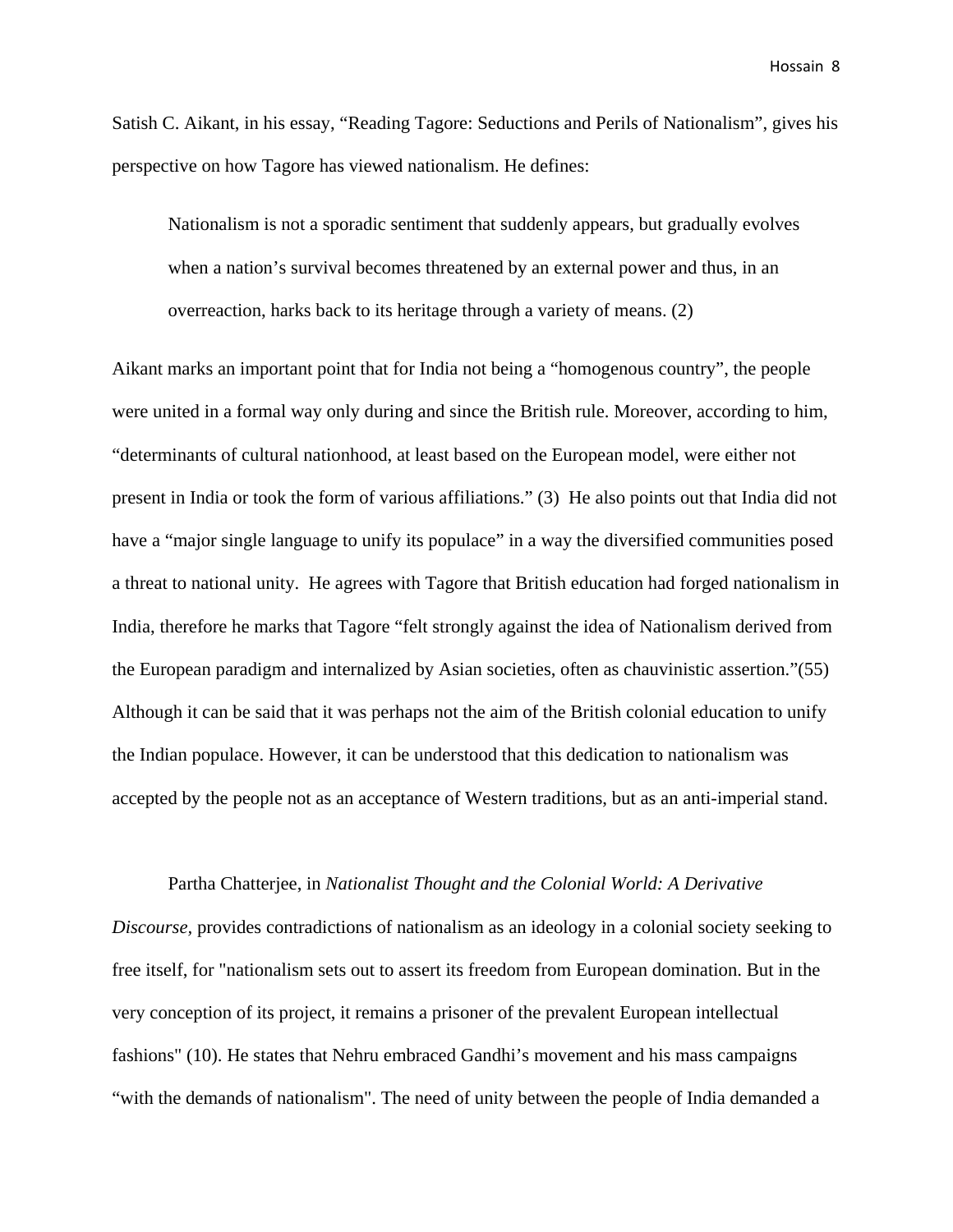Satish C. Aikant, in his essay, “Reading Tagore: Seductions and Perils of Nationalism”, gives his perspective on how Tagore has viewed nationalism. He defines:

> Nationalism is not a sporadic sentiment that suddenly appears, but gradually evolves when a nation’s survival becomes threatened by an external power and thus, in an overreaction, harks back to its heritage through a variety of means. (2)

Aikant marks an important point that for India not being a “homogenous country”, the people were united in a formal way only during and since the British rule. Moreover, according to him, “determinants of cultural nationhood, at least based on the European model, were either not present in India or took the form of various affiliations.” (3) He also points out that India did not have a “major single language to unify its populace” in a way the diversified communities posed a threat to national unity. He agrees with Tagore that British education had forged nationalism in India, therefore he marks that Tagore “felt strongly against the idea of Nationalism derived from the European paradigm and internalized by Asian societies, often as chauvinistic assertion.”(55) Although it can be said that it was perhaps not the aim of the British colonial education to unify the Indian populace. However, it can be understood that this dedication to nationalism was accepted by the people not as an acceptance of Western traditions, but as an anti-imperial stand.

Partha Chatterjee, in *Nationalist Thought and the Colonial World: A Derivative Discourse,* provides contradictions of nationalism as an ideology in a colonial society seeking to free itself, for "nationalism sets out to assert its freedom from European domination. But in the very conception of its project, it remains a prisoner of the prevalent European intellectual fashions" (10). He states that Nehru embraced Gandhi’s movement and his mass campaigns “with the demands of nationalism". The need of unity between the people of India demanded a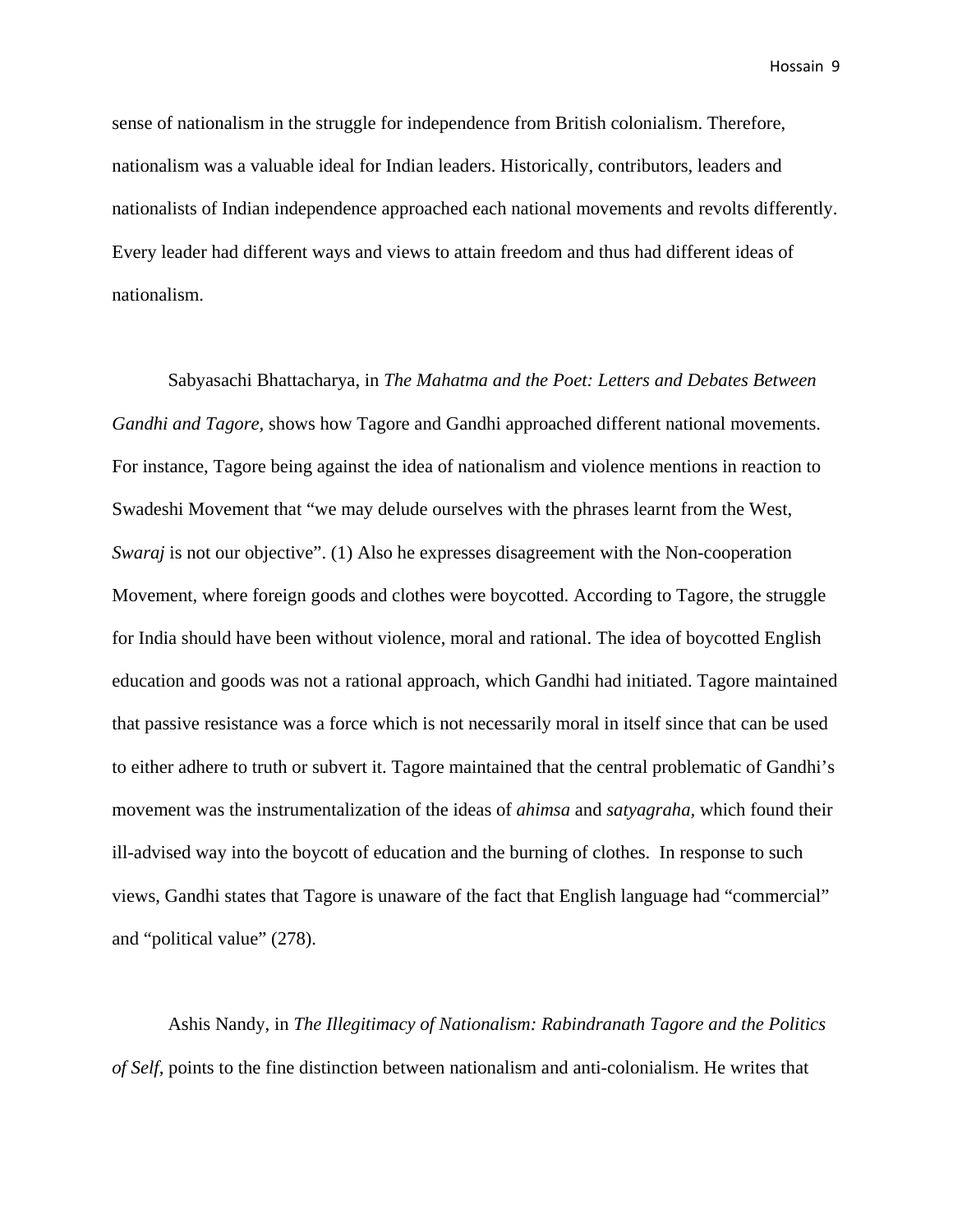sense of nationalism in the struggle for independence from British colonialism. Therefore, nationalism was a valuable ideal for Indian leaders. Historically, contributors, leaders and nationalists of Indian independence approached each national movements and revolts differently. Every leader had different ways and views to attain freedom and thus had different ideas of nationalism.

Sabyasachi Bhattacharya, in *The Mahatma and the Poet: Letters and Debates Between Gandhi and Tagore,* shows how Tagore and Gandhi approached different national movements. For instance, Tagore being against the idea of nationalism and violence mentions in reaction to Swadeshi Movement that "we may delude ourselves with the phrases learnt from the West, *Swaraj* is not our objective". (1) Also he expresses disagreement with the Non-cooperation Movement, where foreign goods and clothes were boycotted. According to Tagore, the struggle for India should have been without violence, moral and rational. The idea of boycotted English education and goods was not a rational approach, which Gandhi had initiated. Tagore maintained that passive resistance was a force which is not necessarily moral in itself since that can be used to either adhere to truth or subvert it. Tagore maintained that the central problematic of Gandhi's movement was the instrumentalization of the ideas of *ahimsa* and *satyagraha,* which found their ill-advised way into the boycott of education and the burning of clothes. In response to such views, Gandhi states that Tagore is unaware of the fact that English language had "commercial" and "political value" (278).

Ashis Nandy, in *The Illegitimacy of Nationalism: Rabindranath Tagore and the Politics of Self,* points to the fine distinction between nationalism and anti-colonialism. He writes that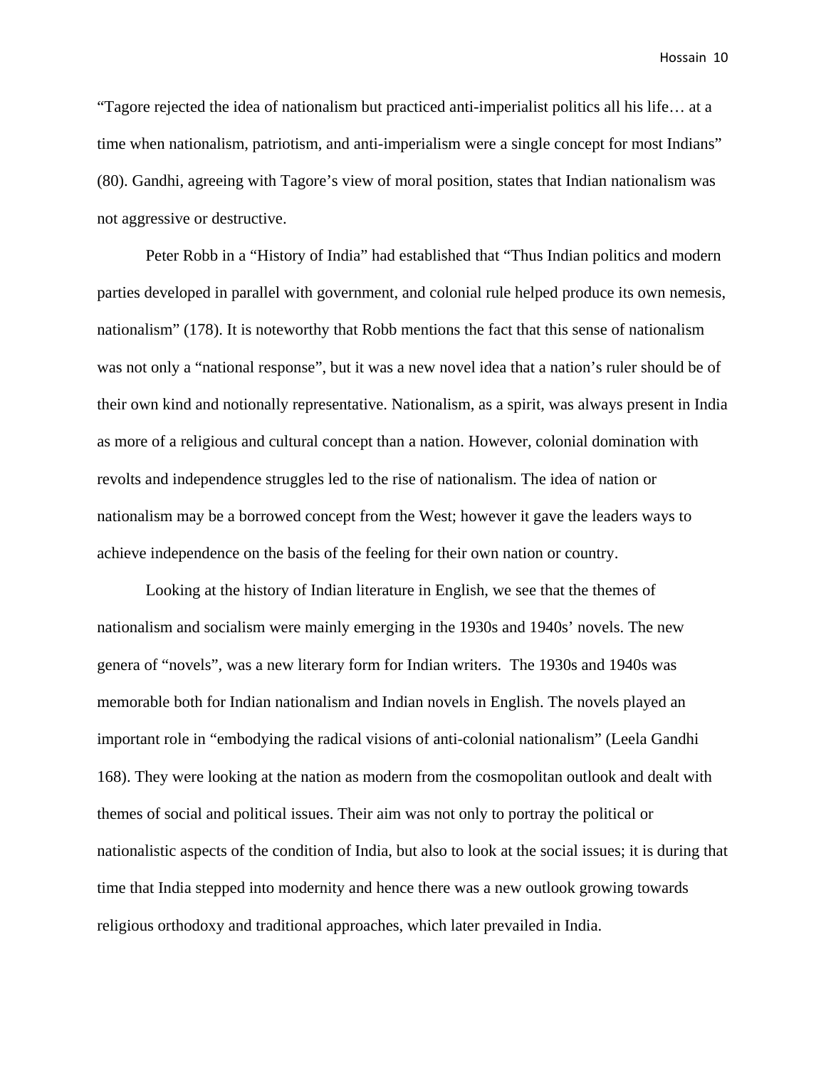"Tagore rejected the idea of nationalism but practiced anti-imperialist politics all his life… at a time when nationalism, patriotism, and anti-imperialism were a single concept for most Indians" (80). Gandhi, agreeing with Tagore's view of moral position, states that Indian nationalism was not aggressive or destructive.

Peter Robb in a "History of India" had established that "Thus Indian politics and modern parties developed in parallel with government, and colonial rule helped produce its own nemesis, nationalism" (178). It is noteworthy that Robb mentions the fact that this sense of nationalism was not only a "national response", but it was a new novel idea that a nation's ruler should be of their own kind and notionally representative. Nationalism, as a spirit, was always present in India as more of a religious and cultural concept than a nation. However, colonial domination with revolts and independence struggles led to the rise of nationalism. The idea of nation or nationalism may be a borrowed concept from the West; however it gave the leaders ways to achieve independence on the basis of the feeling for their own nation or country.

Looking at the history of Indian literature in English, we see that the themes of nationalism and socialism were mainly emerging in the 1930s and 1940s' novels. The new genera of "novels", was a new literary form for Indian writers. The 1930s and 1940s was memorable both for Indian nationalism and Indian novels in English. The novels played an important role in "embodying the radical visions of anti-colonial nationalism" (Leela Gandhi 168). They were looking at the nation as modern from the cosmopolitan outlook and dealt with themes of social and political issues. Their aim was not only to portray the political or nationalistic aspects of the condition of India, but also to look at the social issues; it is during that time that India stepped into modernity and hence there was a new outlook growing towards religious orthodoxy and traditional approaches, which later prevailed in India.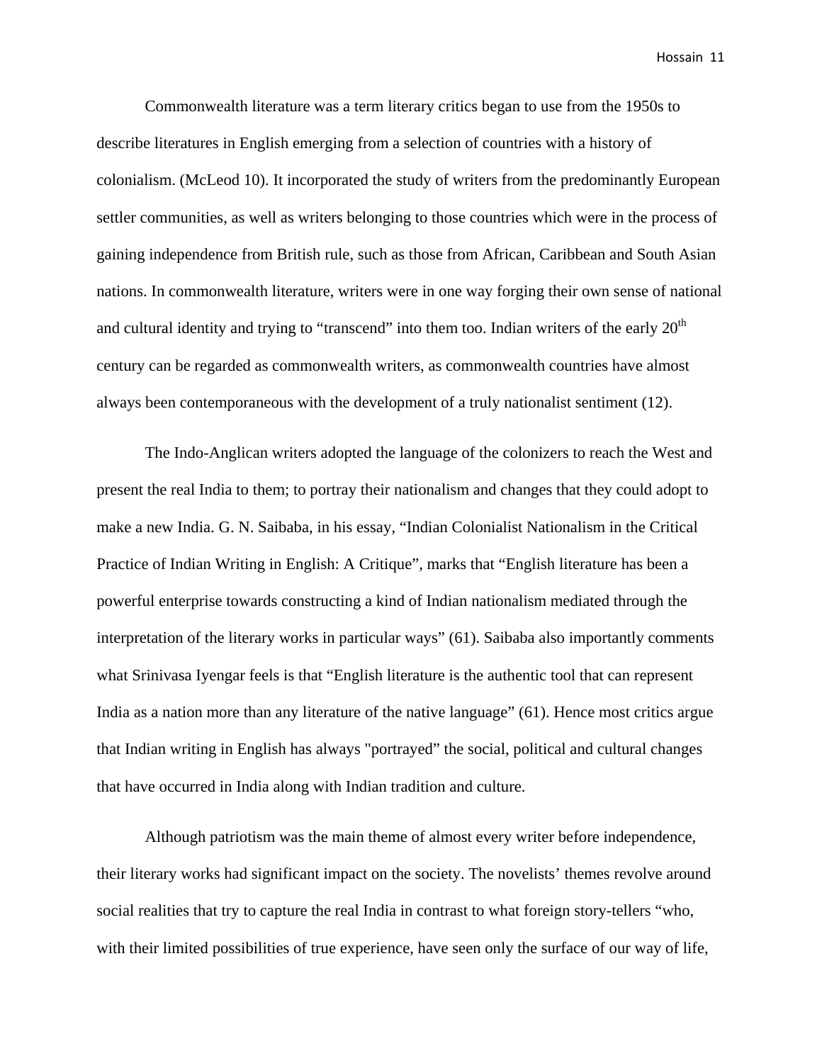Commonwealth literature was a term literary critics began to use from the 1950s to describe literatures in English emerging from a selection of countries with a history of colonialism. (McLeod 10). It incorporated the study of writers from the predominantly European settler communities, as well as writers belonging to those countries which were in the process of gaining independence from British rule, such as those from African, Caribbean and South Asian nations. In commonwealth literature, writers were in one way forging their own sense of national and cultural identity and trying to "transcend" into them too. Indian writers of the early 20th century can be regarded as commonwealth writers, as commonwealth countries have almost always been contemporaneous with the development of a truly nationalist sentiment (12).

The Indo-Anglican writers adopted the language of the colonizers to reach the West and present the real India to them; to portray their nationalism and changes that they could adopt to make a new India. G. N. Saibaba, in his essay, "Indian Colonialist Nationalism in the Critical Practice of Indian Writing in English: A Critique", marks that "English literature has been a powerful enterprise towards constructing a kind of Indian nationalism mediated through the interpretation of the literary works in particular ways" (61). Saibaba also importantly comments what Srinivasa Iyengar feels is that "English literature is the authentic tool that can represent India as a nation more than any literature of the native language" (61). Hence most critics argue that Indian writing in English has always "portrayed" the social, political and cultural changes that have occurred in India along with Indian tradition and culture.

Although patriotism was the main theme of almost every writer before independence, their literary works had significant impact on the society. The novelists' themes revolve around social realities that try to capture the real India in contrast to what foreign story-tellers "who, with their limited possibilities of true experience, have seen only the surface of our way of life,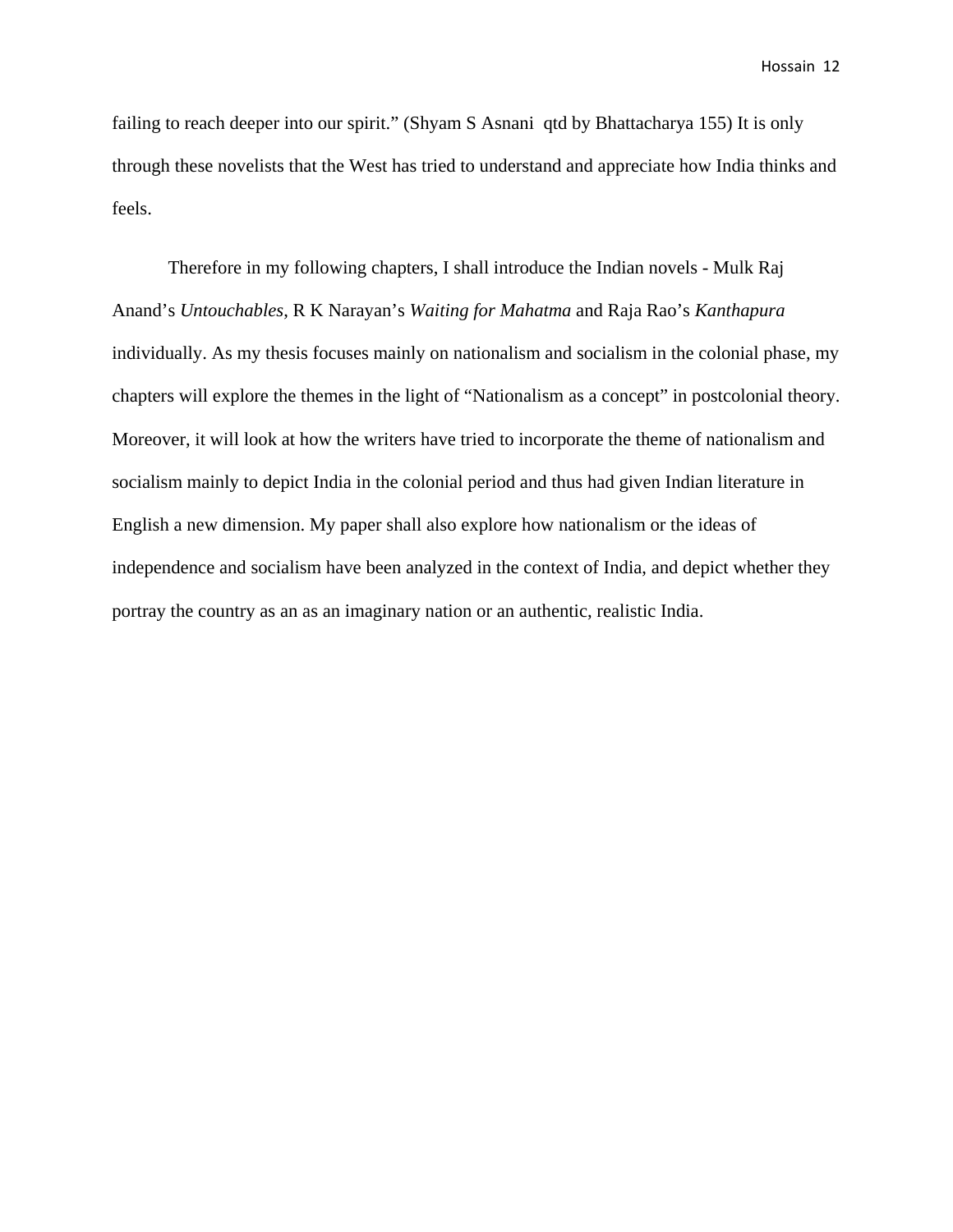failing to reach deeper into our spirit." (Shyam S Asnani qtd by Bhattacharya 155) It is only through these novelists that the West has tried to understand and appreciate how India thinks and feels.

Therefore in my following chapters, I shall introduce the Indian novels - Mulk Raj Anand's *Untouchables*, R K Narayan's *Waiting for Mahatma* and Raja Rao's *Kanthapura* individually. As my thesis focuses mainly on nationalism and socialism in the colonial phase, my chapters will explore the themes in the light of "Nationalism as a concept" in postcolonial theory. Moreover, it will look at how the writers have tried to incorporate the theme of nationalism and socialism mainly to depict India in the colonial period and thus had given Indian literature in English a new dimension. My paper shall also explore how nationalism or the ideas of independence and socialism have been analyzed in the context of India, and depict whether they portray the country as an as an imaginary nation or an authentic, realistic India.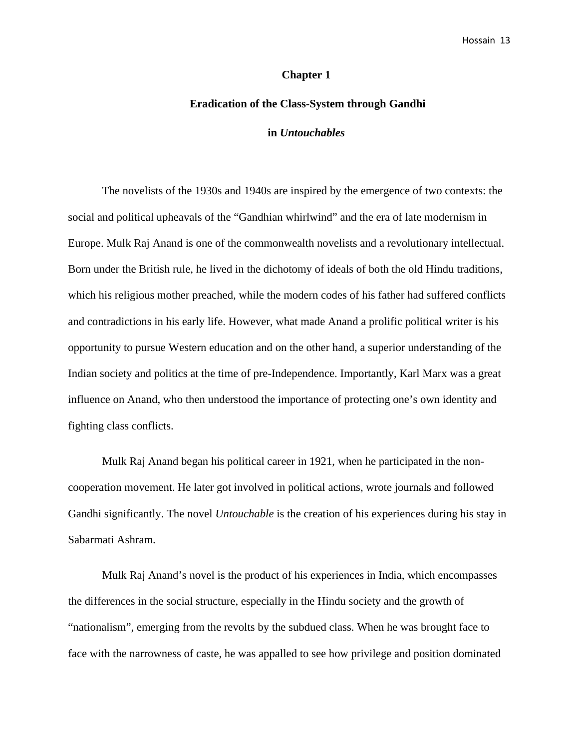## Chapter 1

## Eradication of the Class-System through Gandhi in *Untouchables*

The novelists of the 1930s and 1940s are inspired by the emergence of two contexts: the social and political upheavals of the "Gandhian whirlwind" and the era of late modernism in Europe. Mulk Raj Anand is one of the commonwealth novelists and a revolutionary intellectual. Born under the British rule, he lived in the dichotomy of ideals of both the old Hindu traditions, which his religious mother preached, while the modern codes of his father had suffered conflicts and contradictions in his early life. However, what made Anand a prolific political writer is his opportunity to pursue Western education and on the other hand, a superior understanding of the Indian society and politics at the time of pre-Independence. Importantly, Karl Marx was a great influence on Anand, who then understood the importance of protecting one's own identity and fighting class conflicts.

Mulk Raj Anand began his political career in 1921, when he participated in the non-cooperation movement. He later got involved in political actions, wrote journals and followed Gandhi significantly. The novel *Untouchable* is the creation of his experiences during his stay in Sabarmati Ashram.

Mulk Raj Anand's novel is the product of his experiences in India, which encompasses the differences in the social structure, especially in the Hindu society and the growth of "nationalism", emerging from the revolts by the subdued class. When he was brought face to face with the narrowness of caste, he was appalled to see how privilege and position dominated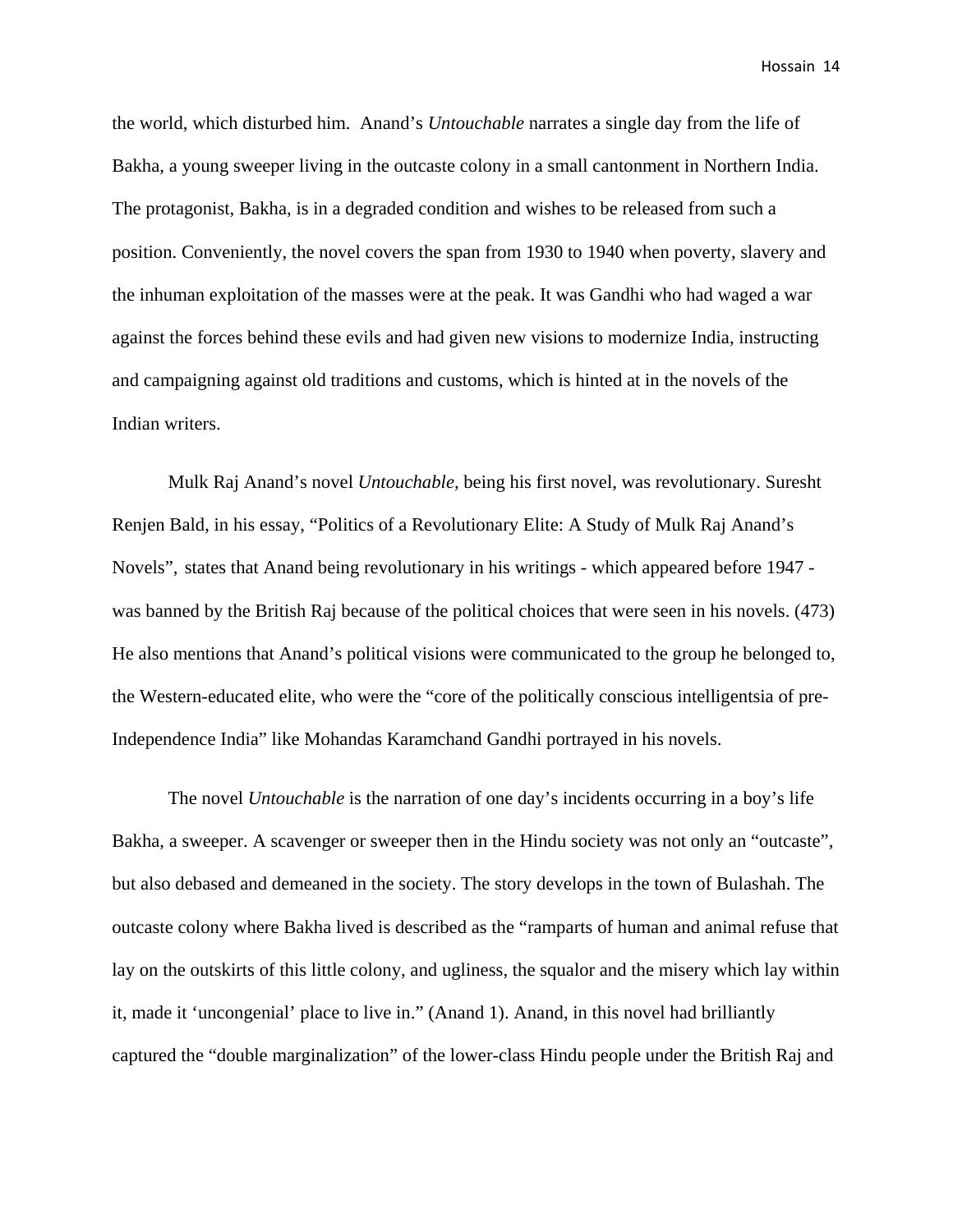the world, which disturbed him.  Anand's *Untouchable* narrates a single day from the life of Bakha, a young sweeper living in the outcaste colony in a small cantonment in Northern India. The protagonist, Bakha, is in a degraded condition and wishes to be released from such a position. Conveniently, the novel covers the span from 1930 to 1940 when poverty, slavery and the inhuman exploitation of the masses were at the peak. It was Gandhi who had waged a war against the forces behind these evils and had given new visions to modernize India, instructing and campaigning against old traditions and customs, which is hinted at in the novels of the Indian writers.

Mulk Raj Anand's novel *Untouchable,* being his first novel, was revolutionary. Suresht Renjen Bald, in his essay, "Politics of a Revolutionary Elite: A Study of Mulk Raj Anand's Novels", states that Anand being revolutionary in his writings - which appeared before 1947 - was banned by the British Raj because of the political choices that were seen in his novels. (473) He also mentions that Anand's political visions were communicated to the group he belonged to, the Western-educated elite, who were the "core of the politically conscious intelligentsia of pre-Independence India" like Mohandas Karamchand Gandhi portrayed in his novels.

The novel *Untouchable* is the narration of one day's incidents occurring in a boy's life Bakha, a sweeper. A scavenger or sweeper then in the Hindu society was not only an "outcaste", but also debased and demeaned in the society. The story develops in the town of Bulashah. The outcaste colony where Bakha lived is described as the "ramparts of human and animal refuse that lay on the outskirts of this little colony, and ugliness, the squalor and the misery which lay within it, made it 'uncongenial' place to live in." (Anand 1). Anand, in this novel had brilliantly captured the "double marginalization" of the lower-class Hindu people under the British Raj and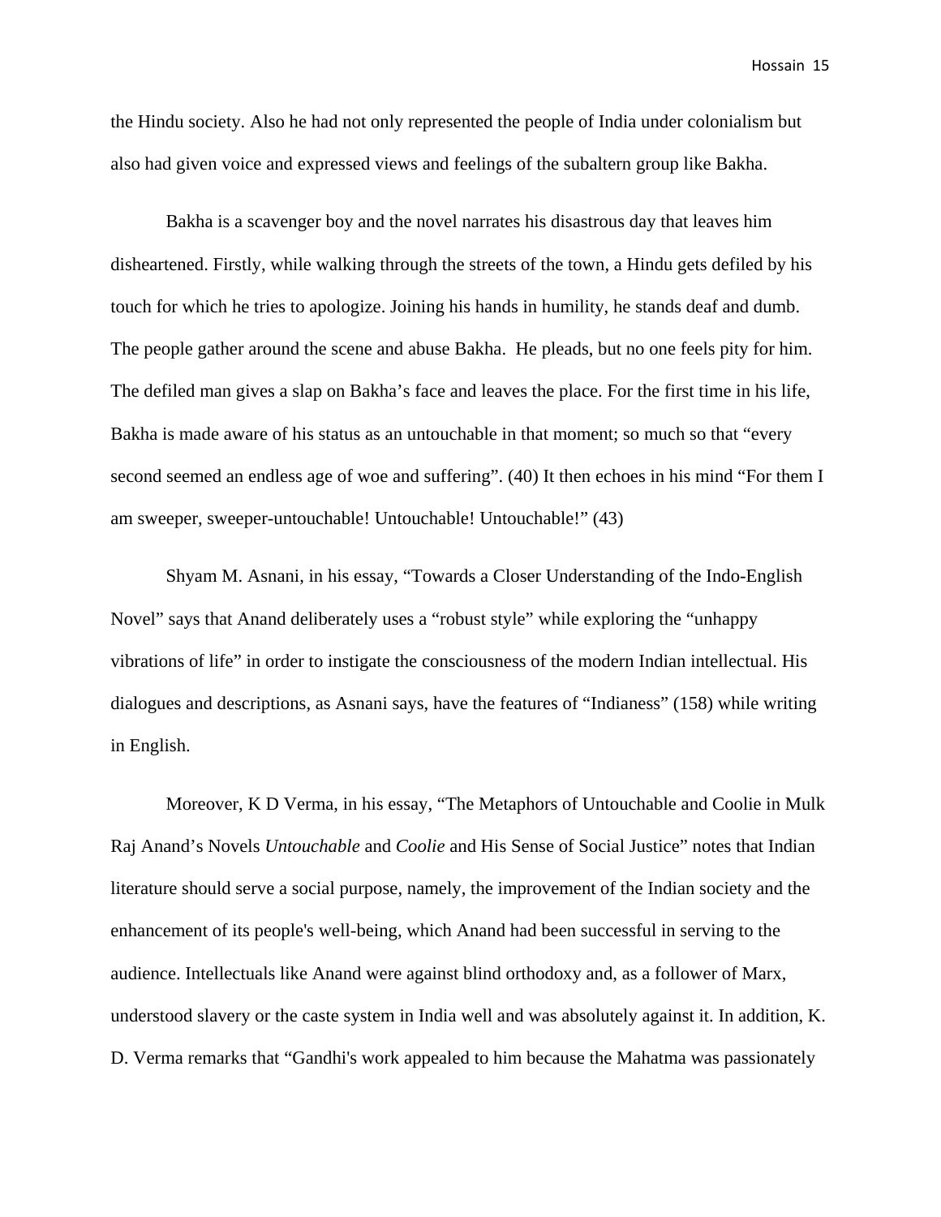the Hindu society. Also he had not only represented the people of India under colonialism but also had given voice and expressed views and feelings of the subaltern group like Bakha.

Bakha is a scavenger boy and the novel narrates his disastrous day that leaves him disheartened. Firstly, while walking through the streets of the town, a Hindu gets defiled by his touch for which he tries to apologize. Joining his hands in humility, he stands deaf and dumb. The people gather around the scene and abuse Bakha. He pleads, but no one feels pity for him. The defiled man gives a slap on Bakha's face and leaves the place. For the first time in his life, Bakha is made aware of his status as an untouchable in that moment; so much so that "every second seemed an endless age of woe and suffering". (40) It then echoes in his mind "For them I am sweeper, sweeper-untouchable! Untouchable! Untouchable!" (43)

Shyam M. Asnani, in his essay, "Towards a Closer Understanding of the Indo-English Novel" says that Anand deliberately uses a "robust style" while exploring the "unhappy vibrations of life" in order to instigate the consciousness of the modern Indian intellectual. His dialogues and descriptions, as Asnani says, have the features of "Indianess" (158) while writing in English.

Moreover, K D Verma, in his essay, "The Metaphors of Untouchable and Coolie in Mulk Raj Anand's Novels *Untouchable* and *Coolie* and His Sense of Social Justice" notes that Indian literature should serve a social purpose, namely, the improvement of the Indian society and the enhancement of its people's well-being, which Anand had been successful in serving to the audience. Intellectuals like Anand were against blind orthodoxy and, as a follower of Marx, understood slavery or the caste system in India well and was absolutely against it. In addition, K. D. Verma remarks that "Gandhi's work appealed to him because the Mahatma was passionately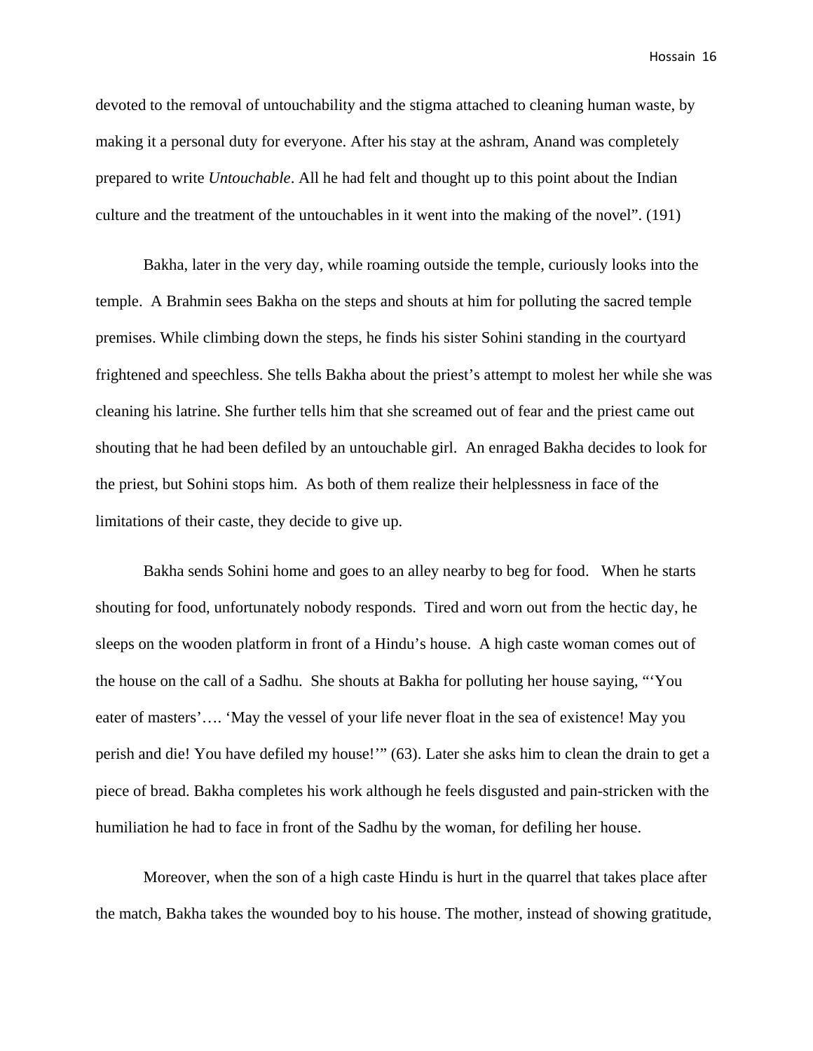devoted to the removal of untouchability and the stigma attached to cleaning human waste, by making it a personal duty for everyone. After his stay at the ashram, Anand was completely prepared to write *Untouchable*. All he had felt and thought up to this point about the Indian culture and the treatment of the untouchables in it went into the making of the novel". (191)

Bakha, later in the very day, while roaming outside the temple, curiously looks into the temple. A Brahmin sees Bakha on the steps and shouts at him for polluting the sacred temple premises. While climbing down the steps, he finds his sister Sohini standing in the courtyard frightened and speechless. She tells Bakha about the priest's attempt to molest her while she was cleaning his latrine. She further tells him that she screamed out of fear and the priest came out shouting that he had been defiled by an untouchable girl. An enraged Bakha decides to look for the priest, but Sohini stops him. As both of them realize their helplessness in face of the limitations of their caste, they decide to give up.

Bakha sends Sohini home and goes to an alley nearby to beg for food. When he starts shouting for food, unfortunately nobody responds. Tired and worn out from the hectic day, he sleeps on the wooden platform in front of a Hindu's house. A high caste woman comes out of the house on the call of a Sadhu. She shouts at Bakha for polluting her house saying, "'You eater of masters'…. 'May the vessel of your life never float in the sea of existence! May you perish and die! You have defiled my house!'" (63). Later she asks him to clean the drain to get a piece of bread. Bakha completes his work although he feels disgusted and pain-stricken with the humiliation he had to face in front of the Sadhu by the woman, for defiling her house.

Moreover, when the son of a high caste Hindu is hurt in the quarrel that takes place after the match, Bakha takes the wounded boy to his house. The mother, instead of showing gratitude,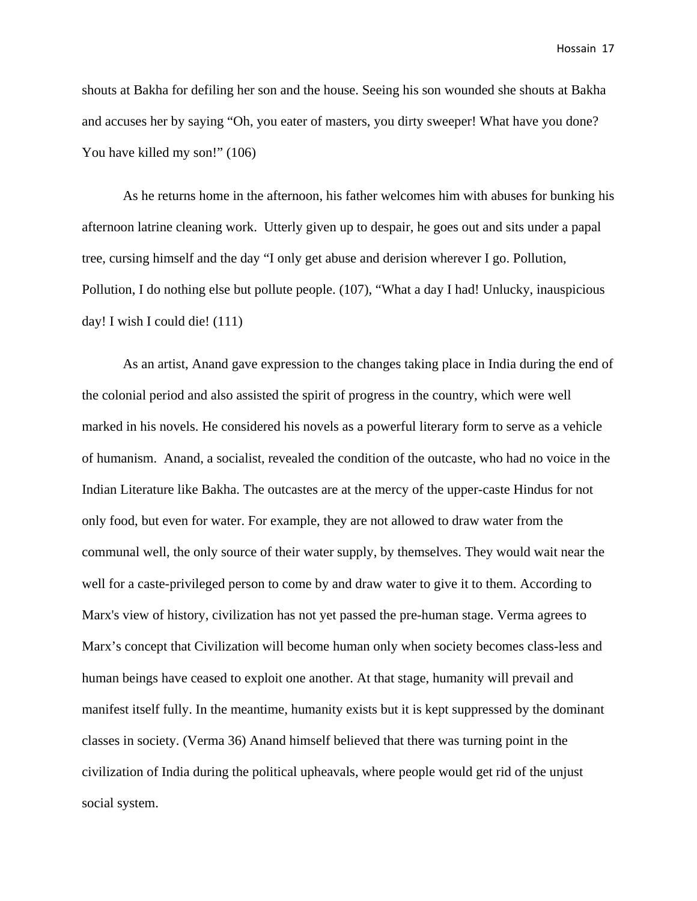shouts at Bakha for defiling her son and the house. Seeing his son wounded she shouts at Bakha and accuses her by saying “Oh, you eater of masters, you dirty sweeper! What have you done? You have killed my son!” (106)

As he returns home in the afternoon, his father welcomes him with abuses for bunking his afternoon latrine cleaning work. Utterly given up to despair, he goes out and sits under a papal tree, cursing himself and the day “I only get abuse and derision wherever I go. Pollution, Pollution, I do nothing else but pollute people. (107), “What a day I had! Unlucky, inauspicious day! I wish I could die! (111)

As an artist, Anand gave expression to the changes taking place in India during the end of the colonial period and also assisted the spirit of progress in the country, which were well marked in his novels. He considered his novels as a powerful literary form to serve as a vehicle of humanism. Anand, a socialist, revealed the condition of the outcaste, who had no voice in the Indian Literature like Bakha. The outcastes are at the mercy of the upper-caste Hindus for not only food, but even for water. For example, they are not allowed to draw water from the communal well, the only source of their water supply, by themselves. They would wait near the well for a caste-privileged person to come by and draw water to give it to them. According to Marx's view of history, civilization has not yet passed the pre-human stage. Verma agrees to Marx’s concept that Civilization will become human only when society becomes class-less and human beings have ceased to exploit one another. At that stage, humanity will prevail and manifest itself fully. In the meantime, humanity exists but it is kept suppressed by the dominant classes in society. (Verma 36) Anand himself believed that there was turning point in the civilization of India during the political upheavals, where people would get rid of the unjust social system.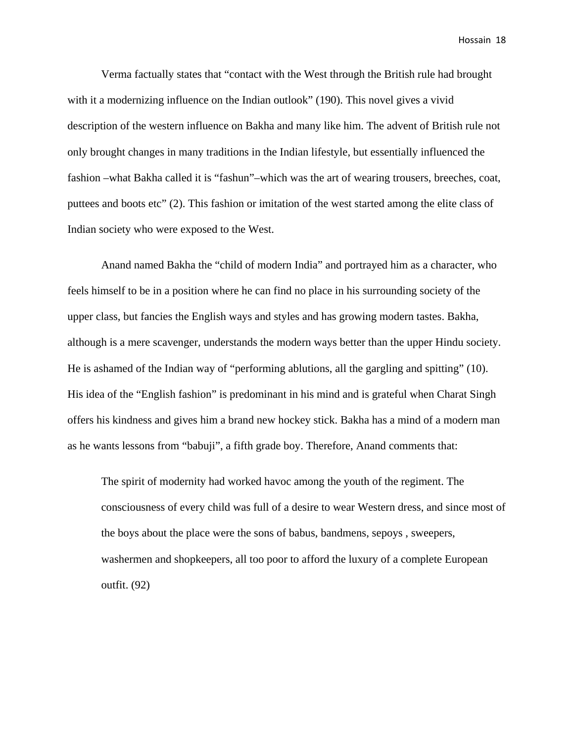Verma factually states that "contact with the West through the British rule had brought with it a modernizing influence on the Indian outlook" (190). This novel gives a vivid description of the western influence on Bakha and many like him. The advent of British rule not only brought changes in many traditions in the Indian lifestyle, but essentially influenced the fashion –what Bakha called it is "fashun"–which was the art of wearing trousers, breeches, coat, puttees and boots etc" (2). This fashion or imitation of the west started among the elite class of Indian society who were exposed to the West.

Anand named Bakha the "child of modern India" and portrayed him as a character, who feels himself to be in a position where he can find no place in his surrounding society of the upper class, but fancies the English ways and styles and has growing modern tastes. Bakha, although is a mere scavenger, understands the modern ways better than the upper Hindu society. He is ashamed of the Indian way of "performing ablutions, all the gargling and spitting" (10). His idea of the "English fashion" is predominant in his mind and is grateful when Charat Singh offers his kindness and gives him a brand new hockey stick. Bakha has a mind of a modern man as he wants lessons from "babuji", a fifth grade boy. Therefore, Anand comments that:

> The spirit of modernity had worked havoc among the youth of the regiment. The consciousness of every child was full of a desire to wear Western dress, and since most of the boys about the place were the sons of babus, bandmens, sepoys , sweepers, washermen and shopkeepers, all too poor to afford the luxury of a complete European outfit. (92)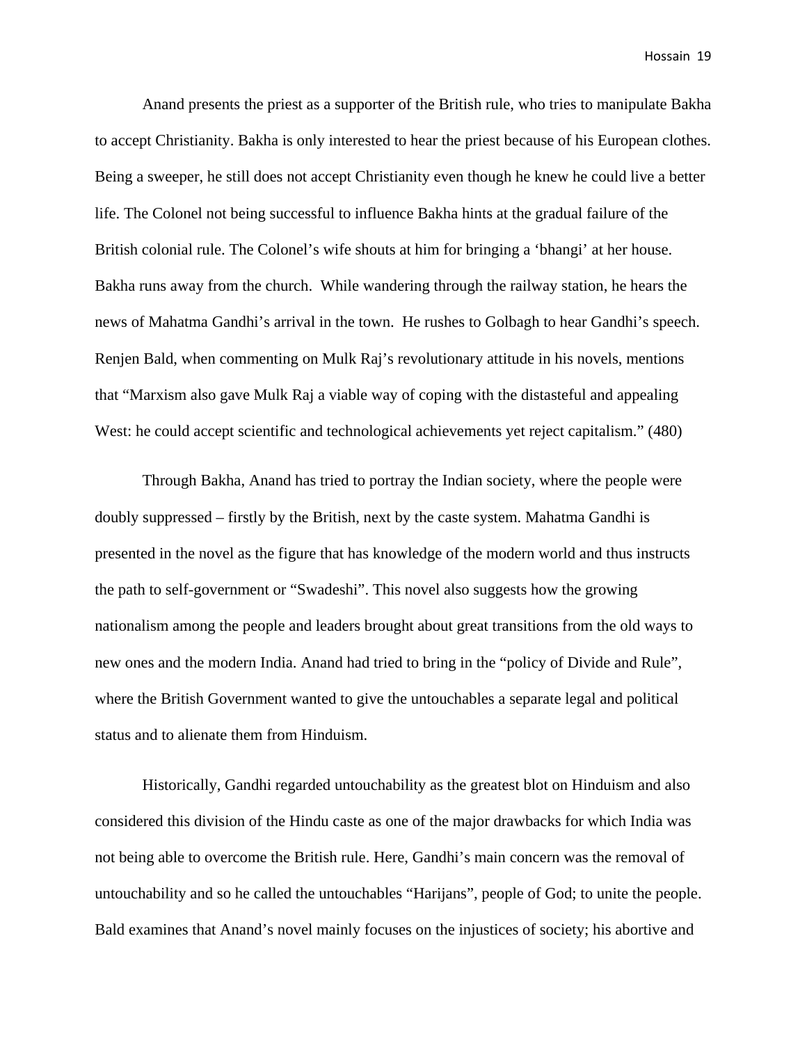Anand presents the priest as a supporter of the British rule, who tries to manipulate Bakha to accept Christianity. Bakha is only interested to hear the priest because of his European clothes. Being a sweeper, he still does not accept Christianity even though he knew he could live a better life. The Colonel not being successful to influence Bakha hints at the gradual failure of the British colonial rule. The Colonel's wife shouts at him for bringing a 'bhangi' at her house. Bakha runs away from the church. While wandering through the railway station, he hears the news of Mahatma Gandhi's arrival in the town. He rushes to Golbagh to hear Gandhi's speech. Renjen Bald, when commenting on Mulk Raj's revolutionary attitude in his novels, mentions that "Marxism also gave Mulk Raj a viable way of coping with the distasteful and appealing West: he could accept scientific and technological achievements yet reject capitalism." (480)

Through Bakha, Anand has tried to portray the Indian society, where the people were doubly suppressed – firstly by the British, next by the caste system. Mahatma Gandhi is presented in the novel as the figure that has knowledge of the modern world and thus instructs the path to self-government or "Swadeshi". This novel also suggests how the growing nationalism among the people and leaders brought about great transitions from the old ways to new ones and the modern India. Anand had tried to bring in the "policy of Divide and Rule", where the British Government wanted to give the untouchables a separate legal and political status and to alienate them from Hinduism.

Historically, Gandhi regarded untouchability as the greatest blot on Hinduism and also considered this division of the Hindu caste as one of the major drawbacks for which India was not being able to overcome the British rule. Here, Gandhi's main concern was the removal of untouchability and so he called the untouchables "Harijans", people of God; to unite the people. Bald examines that Anand's novel mainly focuses on the injustices of society; his abortive and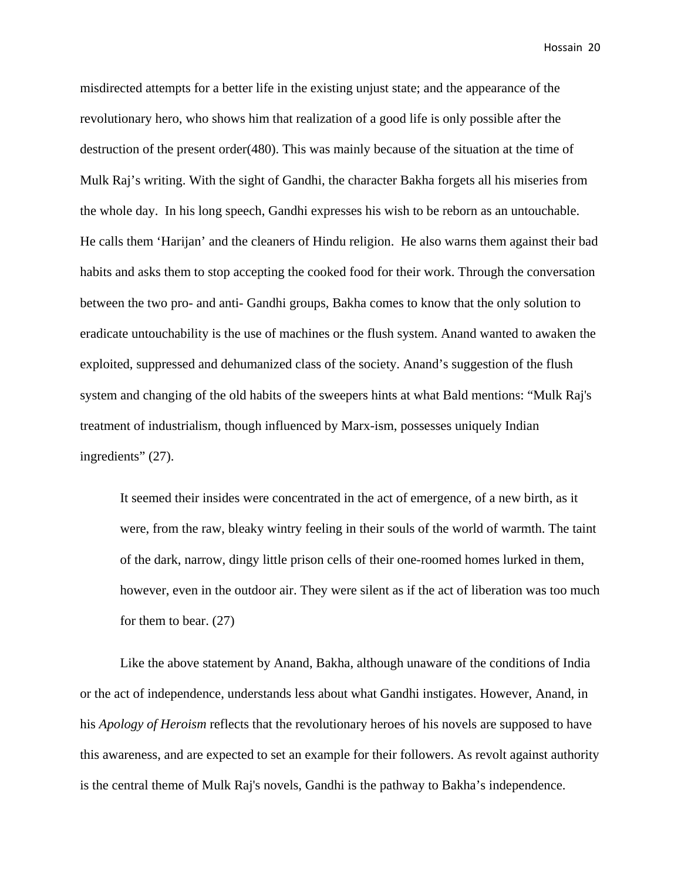misdirected attempts for a better life in the existing unjust state; and the appearance of the revolutionary hero, who shows him that realization of a good life is only possible after the destruction of the present order(480). This was mainly because of the situation at the time of Mulk Raj's writing. With the sight of Gandhi, the character Bakha forgets all his miseries from the whole day. In his long speech, Gandhi expresses his wish to be reborn as an untouchable. He calls them 'Harijan' and the cleaners of Hindu religion. He also warns them against their bad habits and asks them to stop accepting the cooked food for their work. Through the conversation between the two pro- and anti- Gandhi groups, Bakha comes to know that the only solution to eradicate untouchability is the use of machines or the flush system. Anand wanted to awaken the exploited, suppressed and dehumanized class of the society. Anand's suggestion of the flush system and changing of the old habits of the sweepers hints at what Bald mentions: "Mulk Raj's treatment of industrialism, though influenced by Marx-ism, possesses uniquely Indian ingredients" (27).

> It seemed their insides were concentrated in the act of emergence, of a new birth, as it were, from the raw, bleaky wintry feeling in their souls of the world of warmth. The taint of the dark, narrow, dingy little prison cells of their one-roomed homes lurked in them, however, even in the outdoor air. They were silent as if the act of liberation was too much for them to bear. (27)

Like the above statement by Anand, Bakha, although unaware of the conditions of India or the act of independence, understands less about what Gandhi instigates. However, Anand, in his *Apology of Heroism* reflects that the revolutionary heroes of his novels are supposed to have this awareness, and are expected to set an example for their followers. As revolt against authority is the central theme of Mulk Raj's novels, Gandhi is the pathway to Bakha's independence.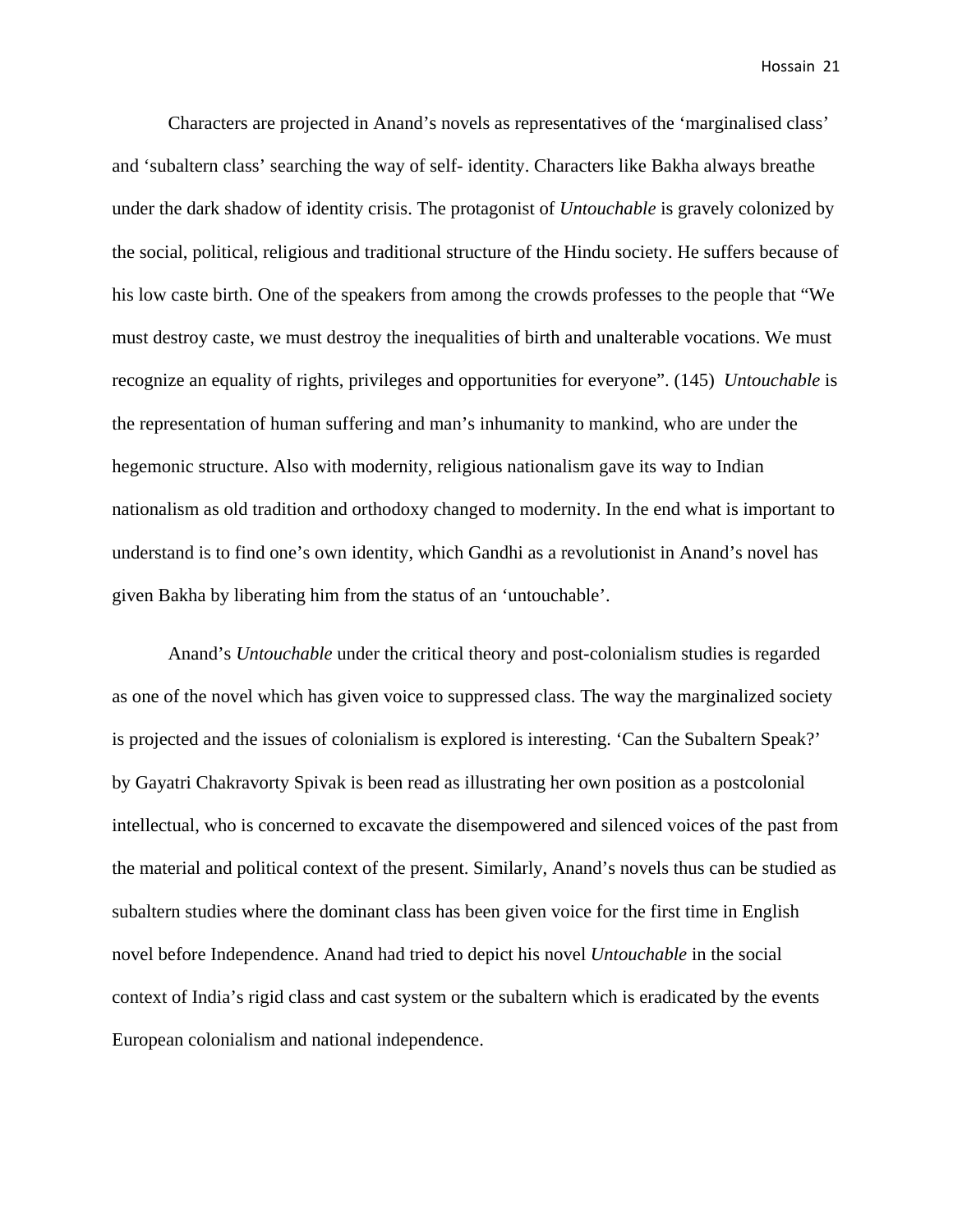Characters are projected in Anand's novels as representatives of the 'marginalised class' and 'subaltern class' searching the way of self- identity. Characters like Bakha always breathe under the dark shadow of identity crisis. The protagonist of *Untouchable* is gravely colonized by the social, political, religious and traditional structure of the Hindu society. He suffers because of his low caste birth. One of the speakers from among the crowds professes to the people that "We must destroy caste, we must destroy the inequalities of birth and unalterable vocations. We must recognize an equality of rights, privileges and opportunities for everyone". (145) *Untouchable* is the representation of human suffering and man's inhumanity to mankind, who are under the hegemonic structure. Also with modernity, religious nationalism gave its way to Indian nationalism as old tradition and orthodoxy changed to modernity. In the end what is important to understand is to find one's own identity, which Gandhi as a revolutionist in Anand's novel has given Bakha by liberating him from the status of an 'untouchable'.

Anand's *Untouchable* under the critical theory and post-colonialism studies is regarded as one of the novel which has given voice to suppressed class. The way the marginalized society is projected and the issues of colonialism is explored is interesting. 'Can the Subaltern Speak?' by Gayatri Chakravorty Spivak is been read as illustrating her own position as a postcolonial intellectual, who is concerned to excavate the disempowered and silenced voices of the past from the material and political context of the present. Similarly, Anand's novels thus can be studied as subaltern studies where the dominant class has been given voice for the first time in English novel before Independence. Anand had tried to depict his novel *Untouchable* in the social context of India's rigid class and cast system or the subaltern which is eradicated by the events European colonialism and national independence.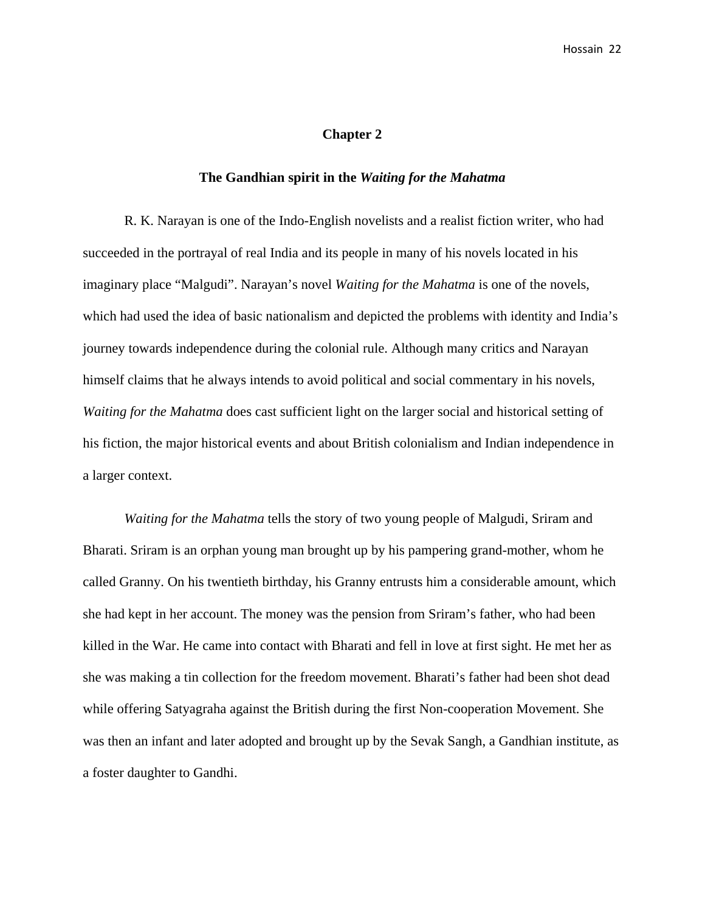## Chapter 2

### The Gandhian spirit in the *Waiting for the Mahatma*

R. K. Narayan is one of the Indo-English novelists and a realist fiction writer, who had succeeded in the portrayal of real India and its people in many of his novels located in his imaginary place “Malgudi”. Narayan’s novel *Waiting for the Mahatma* is one of the novels, which had used the idea of basic nationalism and depicted the problems with identity and India’s journey towards independence during the colonial rule. Although many critics and Narayan himself claims that he always intends to avoid political and social commentary in his novels, *Waiting for the Mahatma* does cast sufficient light on the larger social and historical setting of his fiction, the major historical events and about British colonialism and Indian independence in a larger context.

*Waiting for the Mahatma* tells the story of two young people of Malgudi, Sriram and Bharati. Sriram is an orphan young man brought up by his pampering grand-mother, whom he called Granny. On his twentieth birthday, his Granny entrusts him a considerable amount, which she had kept in her account. The money was the pension from Sriram’s father, who had been killed in the War. He came into contact with Bharati and fell in love at first sight. He met her as she was making a tin collection for the freedom movement. Bharati’s father had been shot dead while offering Satyagraha against the British during the first Non-cooperation Movement. She was then an infant and later adopted and brought up by the Sevak Sangh, a Gandhian institute, as a foster daughter to Gandhi.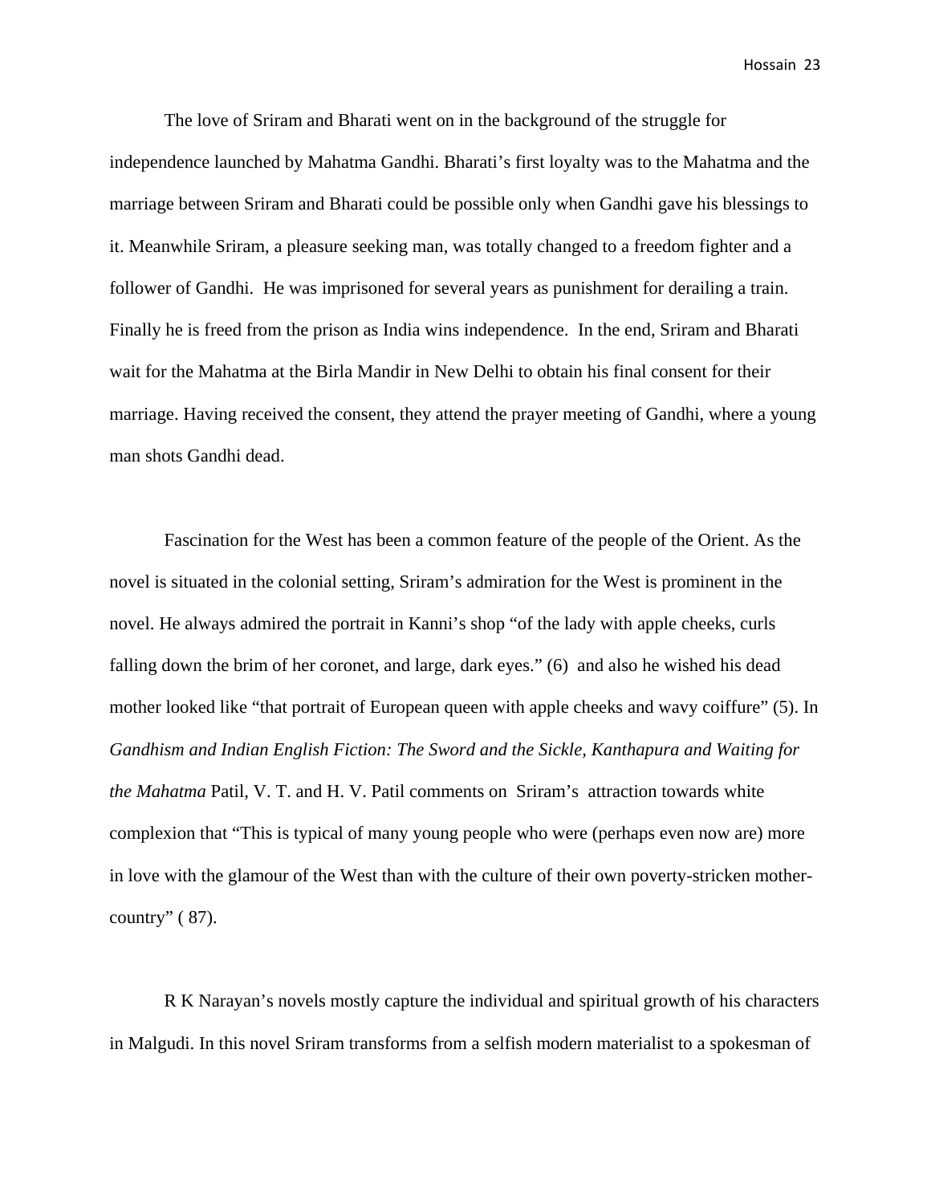The love of Sriram and Bharati went on in the background of the struggle for independence launched by Mahatma Gandhi. Bharati's first loyalty was to the Mahatma and the marriage between Sriram and Bharati could be possible only when Gandhi gave his blessings to it. Meanwhile Sriram, a pleasure seeking man, was totally changed to a freedom fighter and a follower of Gandhi. He was imprisoned for several years as punishment for derailing a train. Finally he is freed from the prison as India wins independence. In the end, Sriram and Bharati wait for the Mahatma at the Birla Mandir in New Delhi to obtain his final consent for their marriage. Having received the consent, they attend the prayer meeting of Gandhi, where a young man shots Gandhi dead.

Fascination for the West has been a common feature of the people of the Orient. As the novel is situated in the colonial setting, Sriram's admiration for the West is prominent in the novel. He always admired the portrait in Kanni's shop "of the lady with apple cheeks, curls falling down the brim of her coronet, and large, dark eyes." (6) and also he wished his dead mother looked like "that portrait of European queen with apple cheeks and wavy coiffure" (5). In *Gandhism and Indian English Fiction: The Sword and the Sickle, Kanthapura and Waiting for the Mahatma* Patil, V. T. and H. V. Patil comments on Sriram's attraction towards white complexion that "This is typical of many young people who were (perhaps even now are) more in love with the glamour of the West than with the culture of their own poverty-stricken mother-country" ( 87).

R K Narayan's novels mostly capture the individual and spiritual growth of his characters in Malgudi. In this novel Sriram transforms from a selfish modern materialist to a spokesman of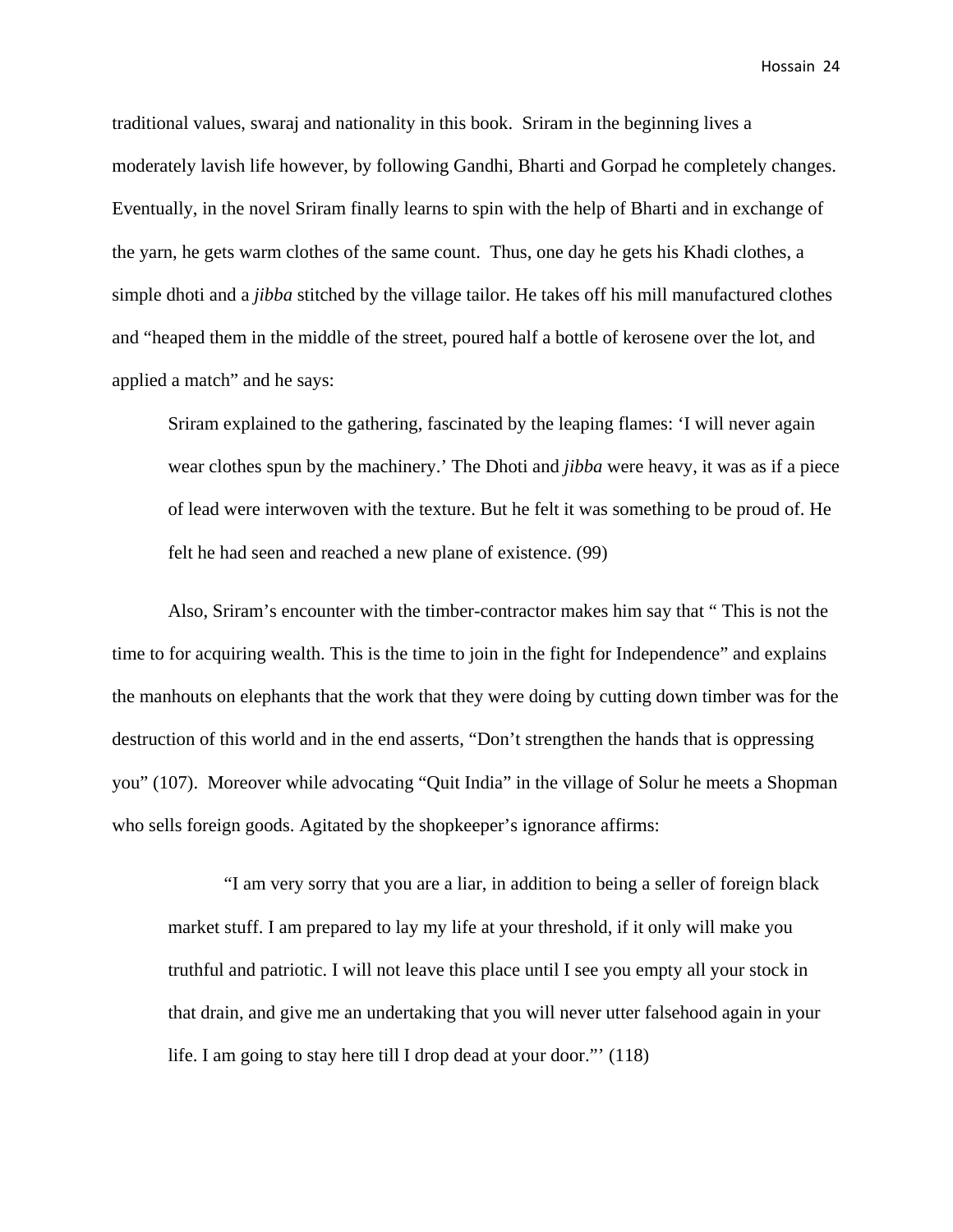traditional values, swaraj and nationality in this book. Sriram in the beginning lives a moderately lavish life however, by following Gandhi, Bharti and Gorpad he completely changes. Eventually, in the novel Sriram finally learns to spin with the help of Bharti and in exchange of the yarn, he gets warm clothes of the same count. Thus, one day he gets his Khadi clothes, a simple dhoti and a *jibba* stitched by the village tailor. He takes off his mill manufactured clothes and "heaped them in the middle of the street, poured half a bottle of kerosene over the lot, and applied a match" and he says:

> Sriram explained to the gathering, fascinated by the leaping flames: 'I will never again wear clothes spun by the machinery.' The Dhoti and *jibba* were heavy, it was as if a piece of lead were interwoven with the texture. But he felt it was something to be proud of. He felt he had seen and reached a new plane of existence. (99)

Also, Sriram's encounter with the timber-contractor makes him say that " This is not the time to for acquiring wealth. This is the time to join in the fight for Independence" and explains the manhouts on elephants that the work that they were doing by cutting down timber was for the destruction of this world and in the end asserts, "Don't strengthen the hands that is oppressing you" (107). Moreover while advocating "Quit India" in the village of Solur he meets a Shopman who sells foreign goods. Agitated by the shopkeeper's ignorance affirms:

> "I am very sorry that you are a liar, in addition to being a seller of foreign black market stuff. I am prepared to lay my life at your threshold, if it only will make you truthful and patriotic. I will not leave this place until I see you empty all your stock in that drain, and give me an undertaking that you will never utter falsehood again in your life. I am going to stay here till I drop dead at your door."' (118)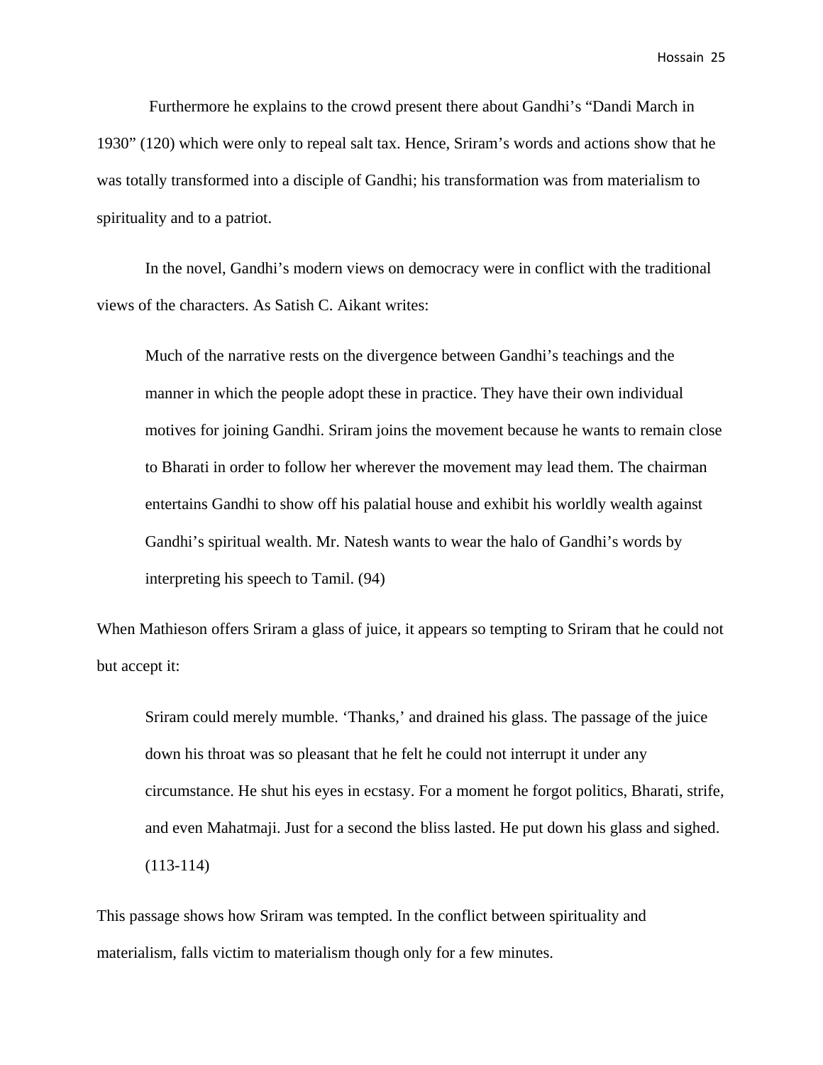Furthermore he explains to the crowd present there about Gandhi's "Dandi March in 1930" (120) which were only to repeal salt tax. Hence, Sriram's words and actions show that he was totally transformed into a disciple of Gandhi; his transformation was from materialism to spirituality and to a patriot.

In the novel, Gandhi's modern views on democracy were in conflict with the traditional views of the characters. As Satish C. Aikant writes:

> Much of the narrative rests on the divergence between Gandhi's teachings and the manner in which the people adopt these in practice. They have their own individual motives for joining Gandhi. Sriram joins the movement because he wants to remain close to Bharati in order to follow her wherever the movement may lead them. The chairman entertains Gandhi to show off his palatial house and exhibit his worldly wealth against Gandhi's spiritual wealth. Mr. Natesh wants to wear the halo of Gandhi's words by interpreting his speech to Tamil. (94)

When Mathieson offers Sriram a glass of juice, it appears so tempting to Sriram that he could not but accept it:

> Sriram could merely mumble. 'Thanks,' and drained his glass. The passage of the juice down his throat was so pleasant that he felt he could not interrupt it under any circumstance. He shut his eyes in ecstasy. For a moment he forgot politics, Bharati, strife, and even Mahatmaji. Just for a second the bliss lasted. He put down his glass and sighed. (113-114)

This passage shows how Sriram was tempted. In the conflict between spirituality and materialism, falls victim to materialism though only for a few minutes.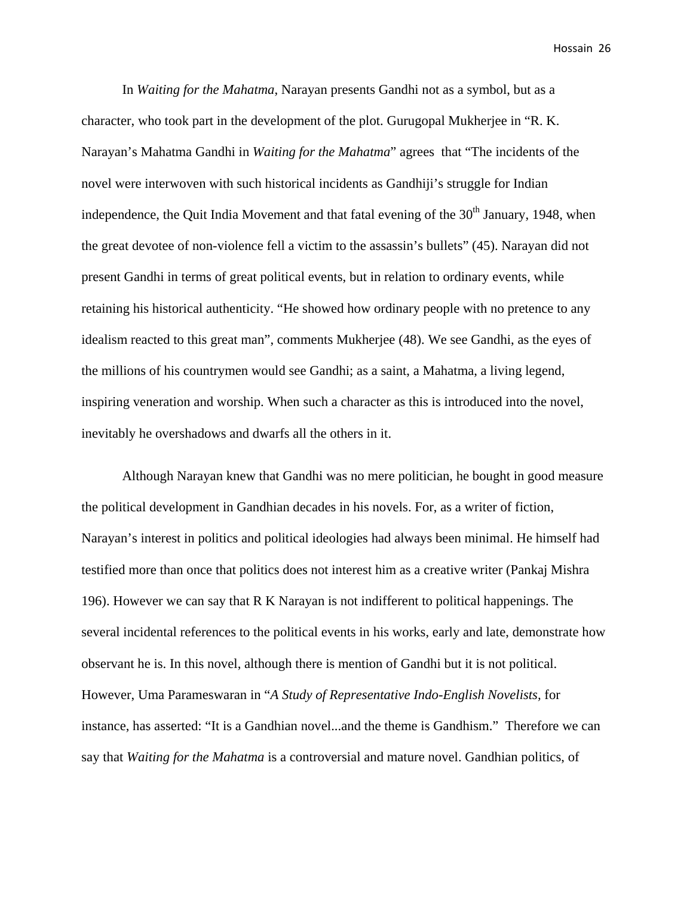In *Waiting for the Mahatma*, Narayan presents Gandhi not as a symbol, but as a character, who took part in the development of the plot. Gurugopal Mukherjee in "R. K. Narayan's Mahatma Gandhi in *Waiting for the Mahatma*" agrees that "The incidents of the novel were interwoven with such historical incidents as Gandhiji's struggle for Indian independence, the Quit India Movement and that fatal evening of the 30th January, 1948, when the great devotee of non-violence fell a victim to the assassin's bullets" (45). Narayan did not present Gandhi in terms of great political events, but in relation to ordinary events, while retaining his historical authenticity. "He showed how ordinary people with no pretence to any idealism reacted to this great man", comments Mukherjee (48). We see Gandhi, as the eyes of the millions of his countrymen would see Gandhi; as a saint, a Mahatma, a living legend, inspiring veneration and worship. When such a character as this is introduced into the novel, inevitably he overshadows and dwarfs all the others in it.

Although Narayan knew that Gandhi was no mere politician, he bought in good measure the political development in Gandhian decades in his novels. For, as a writer of fiction, Narayan's interest in politics and political ideologies had always been minimal. He himself had testified more than once that politics does not interest him as a creative writer (Pankaj Mishra 196). However we can say that R K Narayan is not indifferent to political happenings. The several incidental references to the political events in his works, early and late, demonstrate how observant he is. In this novel, although there is mention of Gandhi but it is not political. However, Uma Parameswaran in "*A Study of Representative Indo-English Novelists,* for instance, has asserted: "It is a Gandhian novel...and the theme is Gandhism." Therefore we can say that *Waiting for the Mahatma* is a controversial and mature novel. Gandhian politics, of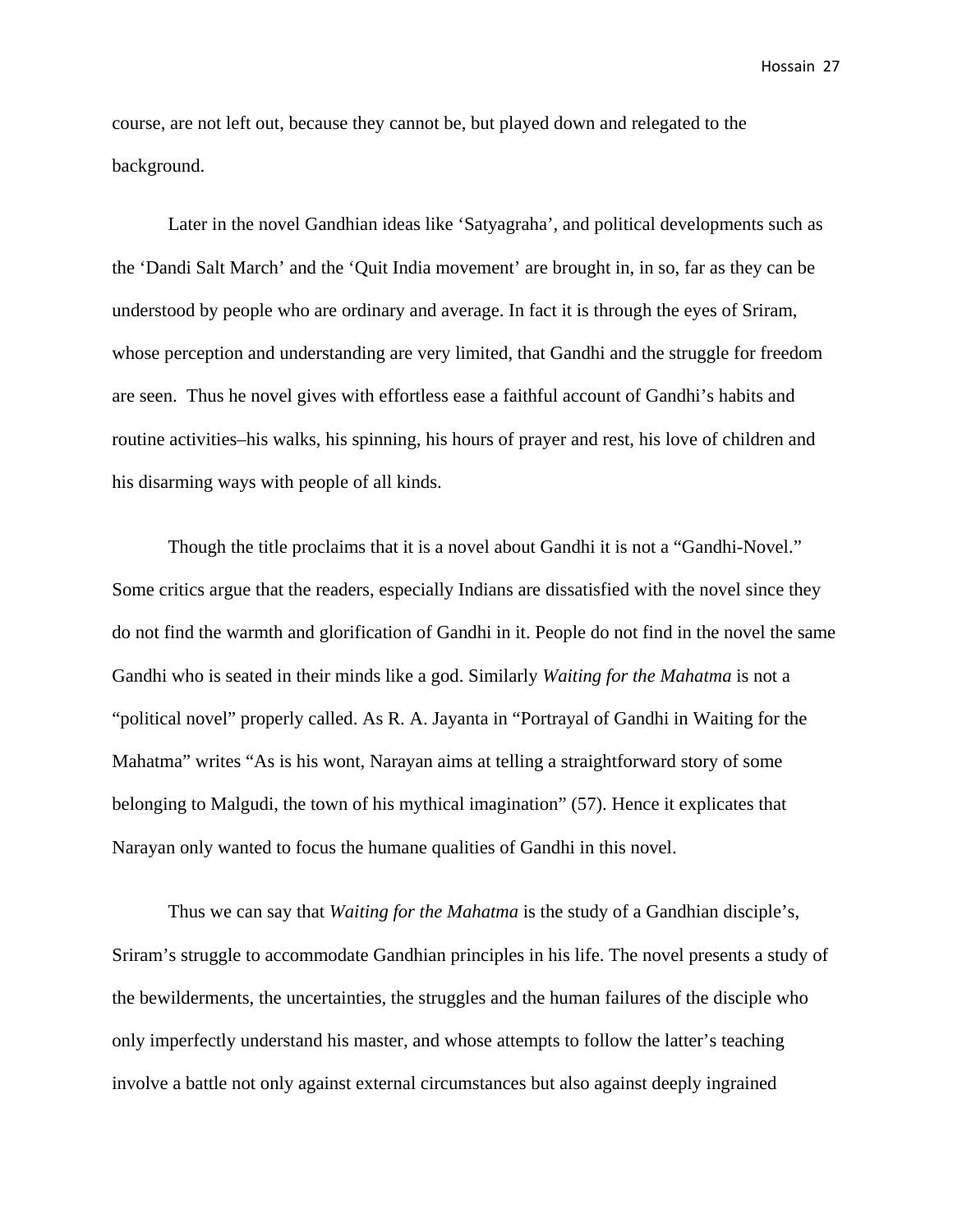course, are not left out, because they cannot be, but played down and relegated to the background.

Later in the novel Gandhian ideas like 'Satyagraha', and political developments such as the 'Dandi Salt March' and the 'Quit India movement' are brought in, in so, far as they can be understood by people who are ordinary and average. In fact it is through the eyes of Sriram, whose perception and understanding are very limited, that Gandhi and the struggle for freedom are seen. Thus he novel gives with effortless ease a faithful account of Gandhi's habits and routine activities–his walks, his spinning, his hours of prayer and rest, his love of children and his disarming ways with people of all kinds.

Though the title proclaims that it is a novel about Gandhi it is not a "Gandhi-Novel." Some critics argue that the readers, especially Indians are dissatisfied with the novel since they do not find the warmth and glorification of Gandhi in it. People do not find in the novel the same Gandhi who is seated in their minds like a god. Similarly *Waiting for the Mahatma* is not a "political novel" properly called. As R. A. Jayanta in "Portrayal of Gandhi in Waiting for the Mahatma" writes "As is his wont, Narayan aims at telling a straightforward story of some belonging to Malgudi, the town of his mythical imagination" (57). Hence it explicates that Narayan only wanted to focus the humane qualities of Gandhi in this novel.

Thus we can say that *Waiting for the Mahatma* is the study of a Gandhian disciple's, Sriram's struggle to accommodate Gandhian principles in his life. The novel presents a study of the bewilderments, the uncertainties, the struggles and the human failures of the disciple who only imperfectly understand his master, and whose attempts to follow the latter's teaching involve a battle not only against external circumstances but also against deeply ingrained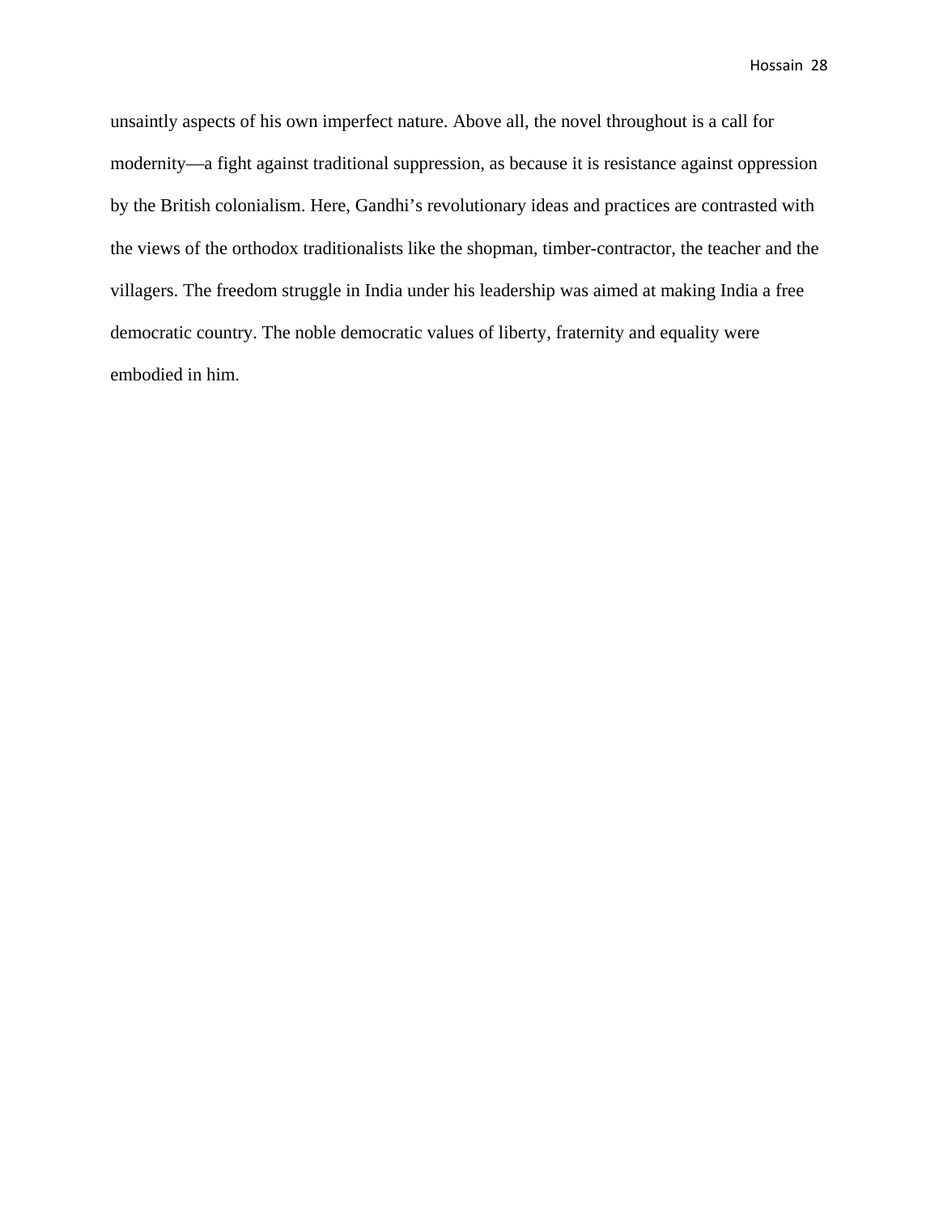unsaintly aspects of his own imperfect nature. Above all, the novel throughout is a call for modernity—a fight against traditional suppression, as because it is resistance against oppression by the British colonialism. Here, Gandhi's revolutionary ideas and practices are contrasted with the views of the orthodox traditionalists like the shopman, timber-contractor, the teacher and the villagers. The freedom struggle in India under his leadership was aimed at making India a free democratic country. The noble democratic values of liberty, fraternity and equality were embodied in him.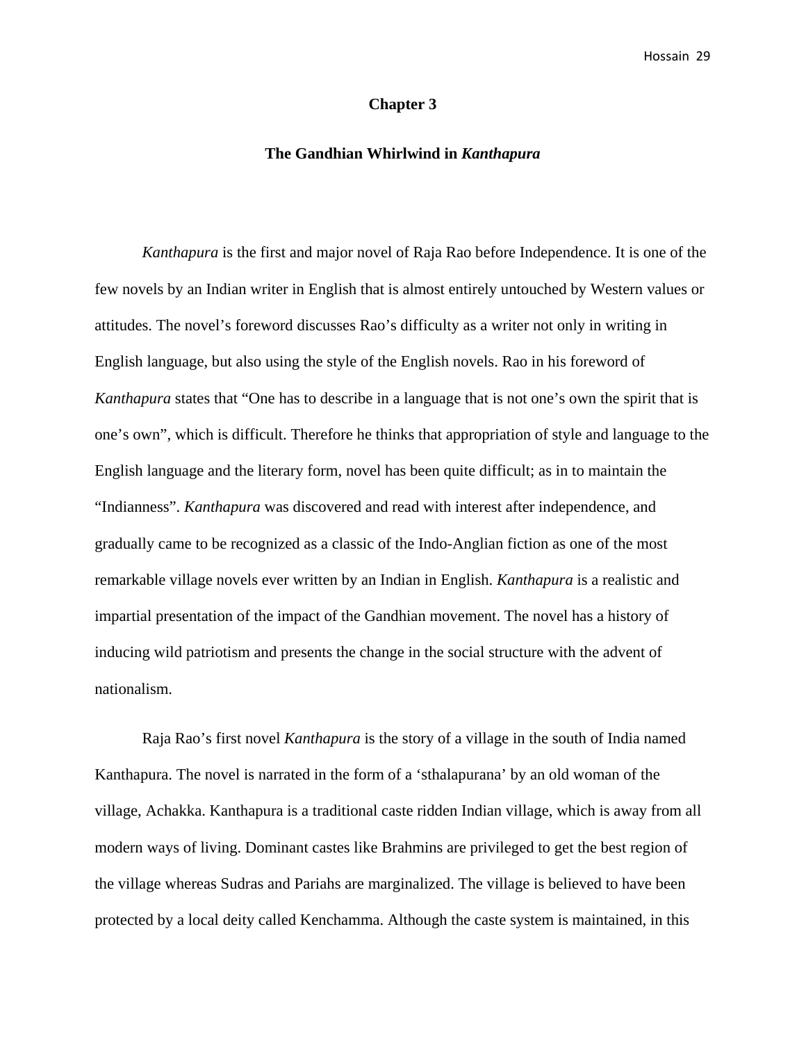## Chapter 3

## The Gandhian Whirlwind in *Kanthapura*

*Kanthapura* is the first and major novel of Raja Rao before Independence. It is one of the few novels by an Indian writer in English that is almost entirely untouched by Western values or attitudes. The novel's foreword discusses Rao's difficulty as a writer not only in writing in English language, but also using the style of the English novels. Rao in his foreword of *Kanthapura* states that "One has to describe in a language that is not one's own the spirit that is one's own", which is difficult. Therefore he thinks that appropriation of style and language to the English language and the literary form, novel has been quite difficult; as in to maintain the "Indianness". *Kanthapura* was discovered and read with interest after independence, and gradually came to be recognized as a classic of the Indo-Anglian fiction as one of the most remarkable village novels ever written by an Indian in English. *Kanthapura* is a realistic and impartial presentation of the impact of the Gandhian movement. The novel has a history of inducing wild patriotism and presents the change in the social structure with the advent of nationalism.

Raja Rao's first novel *Kanthapura* is the story of a village in the south of India named Kanthapura. The novel is narrated in the form of a 'sthalapurana' by an old woman of the village, Achakka. Kanthapura is a traditional caste ridden Indian village, which is away from all modern ways of living. Dominant castes like Brahmins are privileged to get the best region of the village whereas Sudras and Pariahs are marginalized. The village is believed to have been protected by a local deity called Kenchamma. Although the caste system is maintained, in this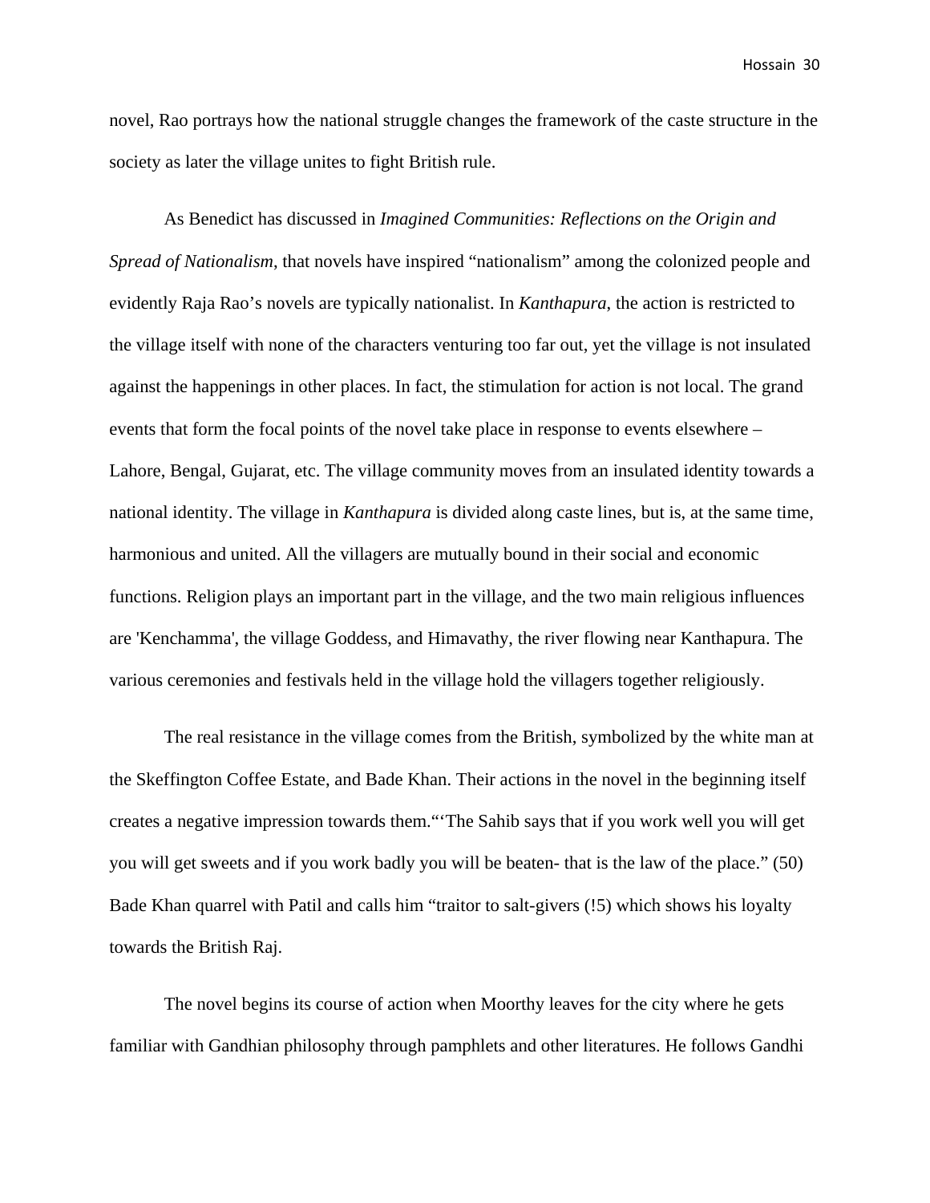novel, Rao portrays how the national struggle changes the framework of the caste structure in the society as later the village unites to fight British rule.

As Benedict has discussed in *Imagined Communities: Reflections on the Origin and Spread of Nationalism*, that novels have inspired "nationalism" among the colonized people and evidently Raja Rao's novels are typically nationalist. In *Kanthapura*, the action is restricted to the village itself with none of the characters venturing too far out, yet the village is not insulated against the happenings in other places. In fact, the stimulation for action is not local. The grand events that form the focal points of the novel take place in response to events elsewhere – Lahore, Bengal, Gujarat, etc. The village community moves from an insulated identity towards a national identity. The village in *Kanthapura* is divided along caste lines, but is, at the same time, harmonious and united. All the villagers are mutually bound in their social and economic functions. Religion plays an important part in the village, and the two main religious influences are 'Kenchamma', the village Goddess, and Himavathy, the river flowing near Kanthapura. The various ceremonies and festivals held in the village hold the villagers together religiously.

The real resistance in the village comes from the British, symbolized by the white man at the Skeffington Coffee Estate, and Bade Khan. Their actions in the novel in the beginning itself creates a negative impression towards them."'The Sahib says that if you work well you will get you will get sweets and if you work badly you will be beaten- that is the law of the place." (50) Bade Khan quarrel with Patil and calls him "traitor to salt-givers (!5) which shows his loyalty towards the British Raj.

The novel begins its course of action when Moorthy leaves for the city where he gets familiar with Gandhian philosophy through pamphlets and other literatures. He follows Gandhi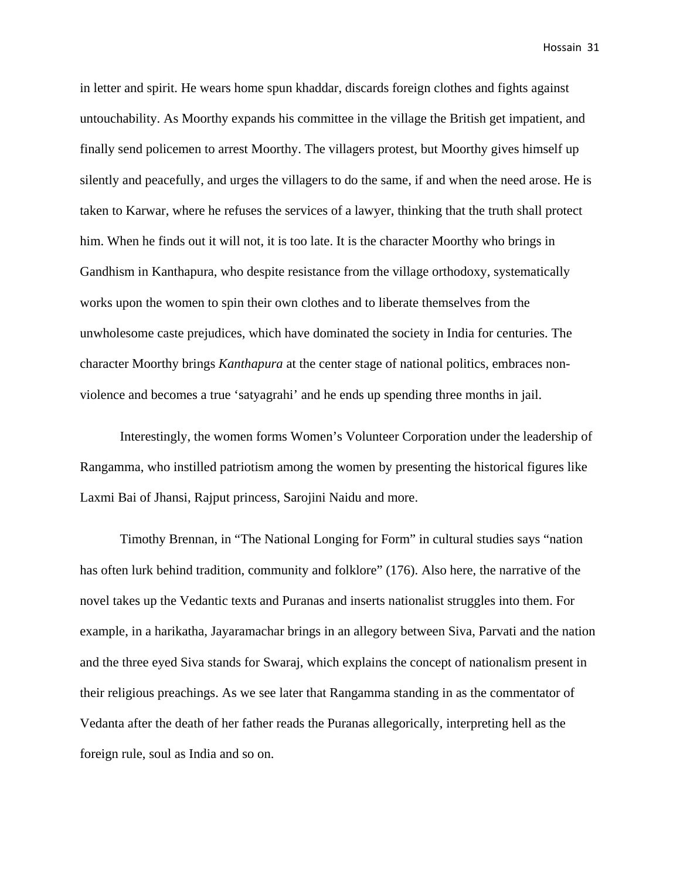in letter and spirit. He wears home spun khaddar, discards foreign clothes and fights against untouchability. As Moorthy expands his committee in the village the British get impatient, and finally send policemen to arrest Moorthy. The villagers protest, but Moorthy gives himself up silently and peacefully, and urges the villagers to do the same, if and when the need arose. He is taken to Karwar, where he refuses the services of a lawyer, thinking that the truth shall protect him. When he finds out it will not, it is too late. It is the character Moorthy who brings in Gandhism in Kanthapura, who despite resistance from the village orthodoxy, systematically works upon the women to spin their own clothes and to liberate themselves from the unwholesome caste prejudices, which have dominated the society in India for centuries. The character Moorthy brings *Kanthapura* at the center stage of national politics, embraces non-violence and becomes a true 'satyagrahi' and he ends up spending three months in jail.

Interestingly, the women forms Women's Volunteer Corporation under the leadership of Rangamma, who instilled patriotism among the women by presenting the historical figures like Laxmi Bai of Jhansi, Rajput princess, Sarojini Naidu and more.

Timothy Brennan, in "The National Longing for Form" in cultural studies says "nation has often lurk behind tradition, community and folklore" (176). Also here, the narrative of the novel takes up the Vedantic texts and Puranas and inserts nationalist struggles into them. For example, in a harikatha, Jayaramachar brings in an allegory between Siva, Parvati and the nation and the three eyed Siva stands for Swaraj, which explains the concept of nationalism present in their religious preachings. As we see later that Rangamma standing in as the commentator of Vedanta after the death of her father reads the Puranas allegorically, interpreting hell as the foreign rule, soul as India and so on.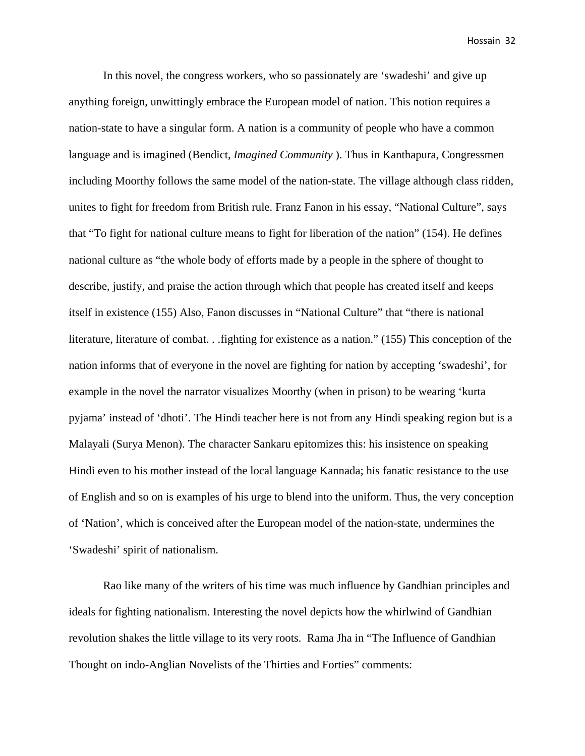In this novel, the congress workers, who so passionately are ‘swadeshi’ and give up anything foreign, unwittingly embrace the European model of nation. This notion requires a nation-state to have a singular form. A nation is a community of people who have a common language and is imagined (Bendict, *Imagined Community* ). Thus in Kanthapura, Congressmen including Moorthy follows the same model of the nation-state. The village although class ridden, unites to fight for freedom from British rule. Franz Fanon in his essay, “National Culture”, says that “To fight for national culture means to fight for liberation of the nation” (154). He defines national culture as “the whole body of efforts made by a people in the sphere of thought to describe, justify, and praise the action through which that people has created itself and keeps itself in existence (155) Also, Fanon discusses in “National Culture” that “there is national literature, literature of combat. . .fighting for existence as a nation.” (155) This conception of the nation informs that of everyone in the novel are fighting for nation by accepting ‘swadeshi’, for example in the novel the narrator visualizes Moorthy (when in prison) to be wearing ‘kurta pyjama’ instead of ‘dhoti’. The Hindi teacher here is not from any Hindi speaking region but is a Malayali (Surya Menon). The character Sankaru epitomizes this: his insistence on speaking Hindi even to his mother instead of the local language Kannada; his fanatic resistance to the use of English and so on is examples of his urge to blend into the uniform. Thus, the very conception of ‘Nation’, which is conceived after the European model of the nation-state, undermines the ‘Swadeshi’ spirit of nationalism.

Rao like many of the writers of his time was much influence by Gandhian principles and ideals for fighting nationalism. Interesting the novel depicts how the whirlwind of Gandhian revolution shakes the little village to its very roots. Rama Jha in “The Influence of Gandhian Thought on indo-Anglian Novelists of the Thirties and Forties” comments: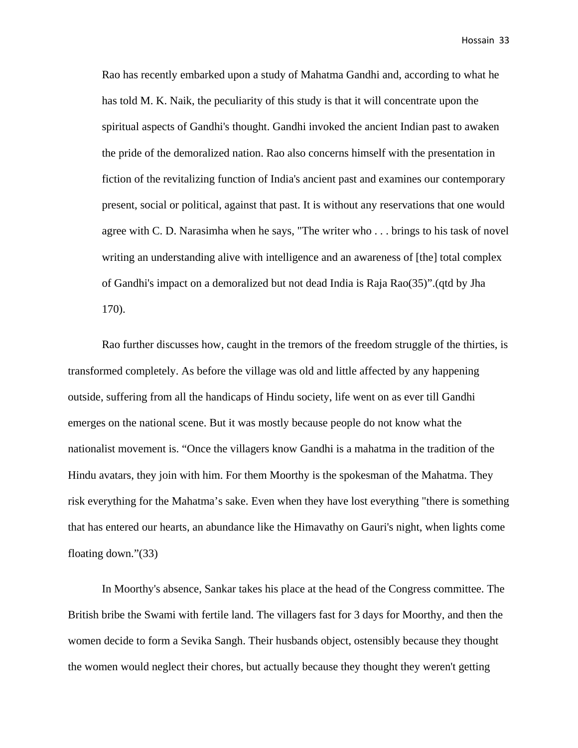> Rao has recently embarked upon a study of Mahatma Gandhi and, according to what he has told M. K. Naik, the peculiarity of this study is that it will concentrate upon the spiritual aspects of Gandhi's thought. Gandhi invoked the ancient Indian past to awaken the pride of the demoralized nation. Rao also concerns himself with the presentation in fiction of the revitalizing function of India's ancient past and examines our contemporary present, social or political, against that past. It is without any reservations that one would agree with C. D. Narasimha when he says, "The writer who . . . brings to his task of novel writing an understanding alive with intelligence and an awareness of [the] total complex of Gandhi's impact on a demoralized but not dead India is Raja Rao(35)".(qtd by Jha 170).

Rao further discusses how, caught in the tremors of the freedom struggle of the thirties, is transformed completely. As before the village was old and little affected by any happening outside, suffering from all the handicaps of Hindu society, life went on as ever till Gandhi emerges on the national scene. But it was mostly because people do not know what the nationalist movement is. "Once the villagers know Gandhi is a mahatma in the tradition of the Hindu avatars, they join with him. For them Moorthy is the spokesman of the Mahatma. They risk everything for the Mahatma's sake. Even when they have lost everything "there is something that has entered our hearts, an abundance like the Himavathy on Gauri's night, when lights come floating down."(33)

In Moorthy's absence, Sankar takes his place at the head of the Congress committee. The British bribe the Swami with fertile land. The villagers fast for 3 days for Moorthy, and then the women decide to form a Sevika Sangh. Their husbands object, ostensibly because they thought the women would neglect their chores, but actually because they thought they weren't getting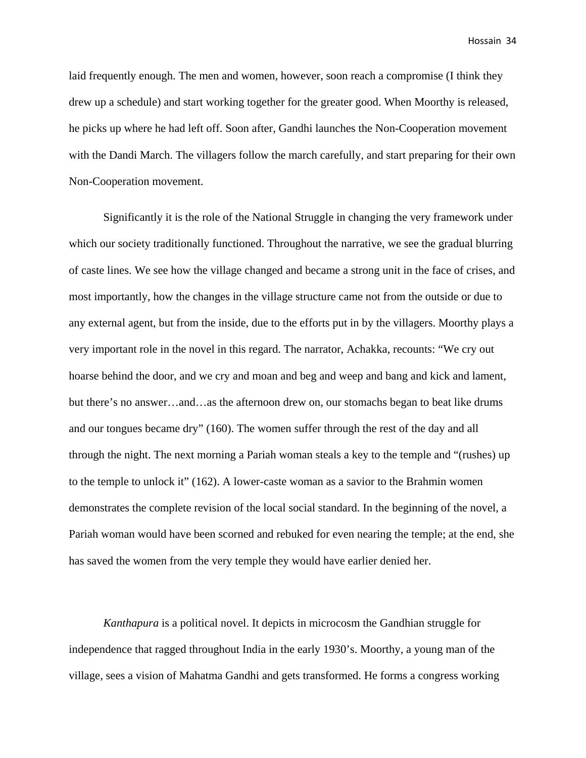laid frequently enough. The men and women, however, soon reach a compromise (I think they drew up a schedule) and start working together for the greater good. When Moorthy is released, he picks up where he had left off. Soon after, Gandhi launches the Non-Cooperation movement with the Dandi March. The villagers follow the march carefully, and start preparing for their own Non-Cooperation movement.

Significantly it is the role of the National Struggle in changing the very framework under which our society traditionally functioned. Throughout the narrative, we see the gradual blurring of caste lines. We see how the village changed and became a strong unit in the face of crises, and most importantly, how the changes in the village structure came not from the outside or due to any external agent, but from the inside, due to the efforts put in by the villagers. Moorthy plays a very important role in the novel in this regard. The narrator, Achakka, recounts: "We cry out hoarse behind the door, and we cry and moan and beg and weep and bang and kick and lament, but there's no answer…and…as the afternoon drew on, our stomachs began to beat like drums and our tongues became dry" (160). The women suffer through the rest of the day and all through the night. The next morning a Pariah woman steals a key to the temple and "(rushes) up to the temple to unlock it" (162). A lower-caste woman as a savior to the Brahmin women demonstrates the complete revision of the local social standard. In the beginning of the novel, a Pariah woman would have been scorned and rebuked for even nearing the temple; at the end, she has saved the women from the very temple they would have earlier denied her.

*Kanthapura* is a political novel. It depicts in microcosm the Gandhian struggle for independence that ragged throughout India in the early 1930's. Moorthy, a young man of the village, sees a vision of Mahatma Gandhi and gets transformed. He forms a congress working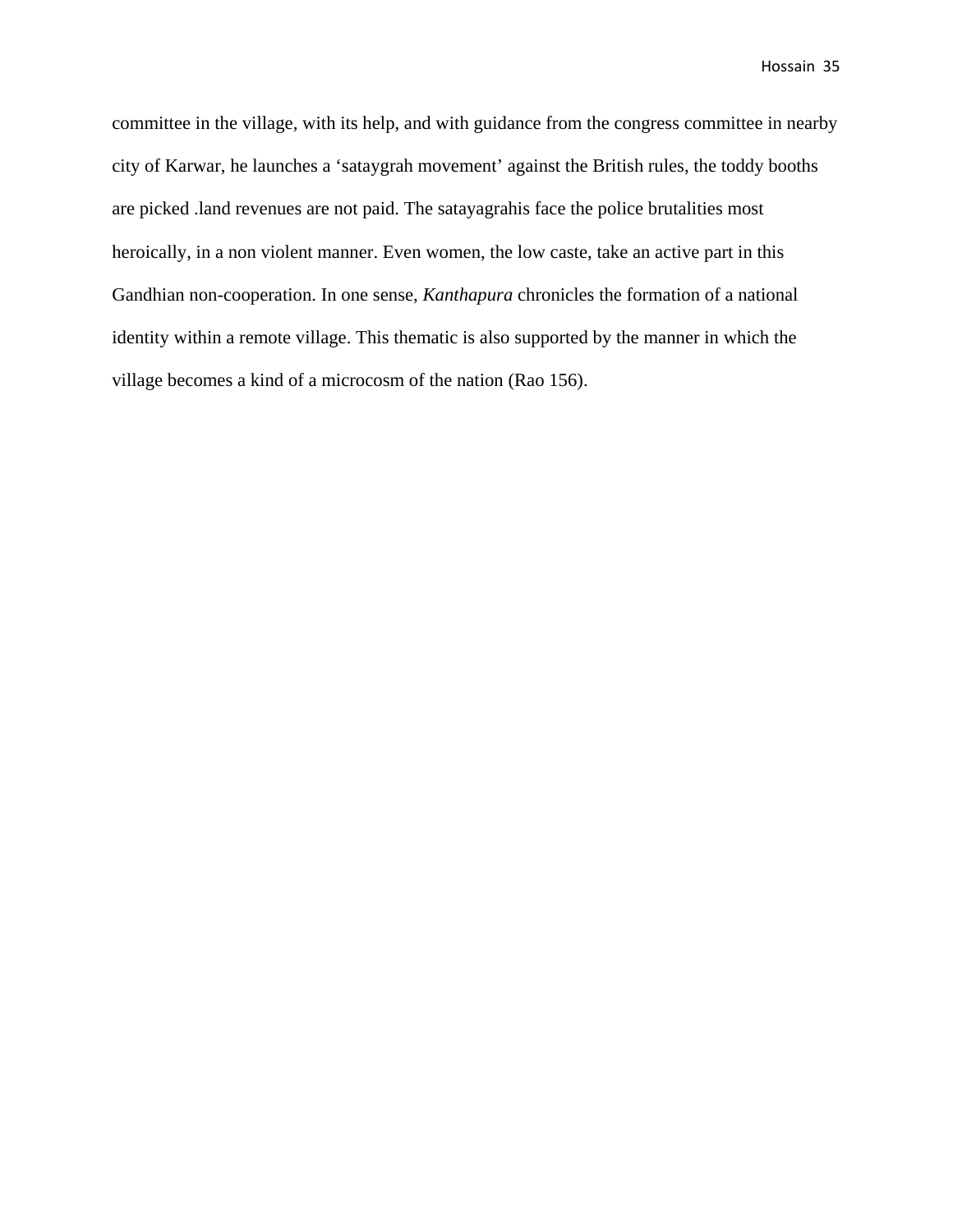committee in the village, with its help, and with guidance from the congress committee in nearby city of Karwar, he launches a 'sataygrah movement' against the British rules, the toddy booths are picked .land revenues are not paid. The satayagrahis face the police brutalities most heroically, in a non violent manner. Even women, the low caste, take an active part in this Gandhian non-cooperation. In one sense, *Kanthapura* chronicles the formation of a national identity within a remote village. This thematic is also supported by the manner in which the village becomes a kind of a microcosm of the nation (Rao 156).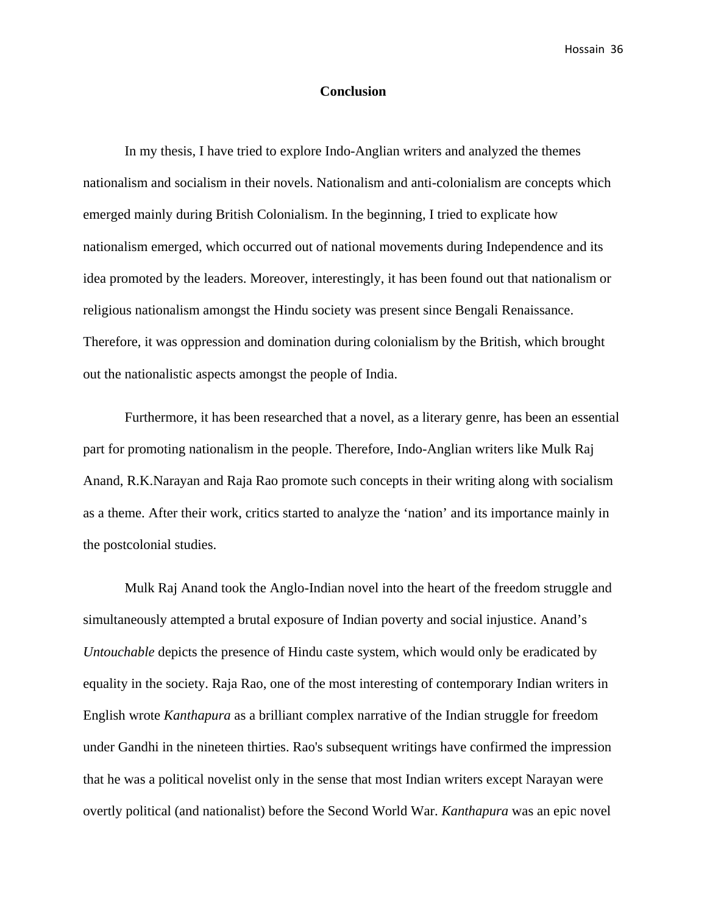## Conclusion

In my thesis, I have tried to explore Indo-Anglian writers and analyzed the themes nationalism and socialism in their novels. Nationalism and anti-colonialism are concepts which emerged mainly during British Colonialism. In the beginning, I tried to explicate how nationalism emerged, which occurred out of national movements during Independence and its idea promoted by the leaders. Moreover, interestingly, it has been found out that nationalism or religious nationalism amongst the Hindu society was present since Bengali Renaissance. Therefore, it was oppression and domination during colonialism by the British, which brought out the nationalistic aspects amongst the people of India.

Furthermore, it has been researched that a novel, as a literary genre, has been an essential part for promoting nationalism in the people. Therefore, Indo-Anglian writers like Mulk Raj Anand, R.K.Narayan and Raja Rao promote such concepts in their writing along with socialism as a theme. After their work, critics started to analyze the 'nation' and its importance mainly in the postcolonial studies.

Mulk Raj Anand took the Anglo-Indian novel into the heart of the freedom struggle and simultaneously attempted a brutal exposure of Indian poverty and social injustice. Anand's *Untouchable* depicts the presence of Hindu caste system, which would only be eradicated by equality in the society. Raja Rao, one of the most interesting of contemporary Indian writers in English wrote *Kanthapura* as a brilliant complex narrative of the Indian struggle for freedom under Gandhi in the nineteen thirties. Rao's subsequent writings have confirmed the impression that he was a political novelist only in the sense that most Indian writers except Narayan were overtly political (and nationalist) before the Second World War. *Kanthapura* was an epic novel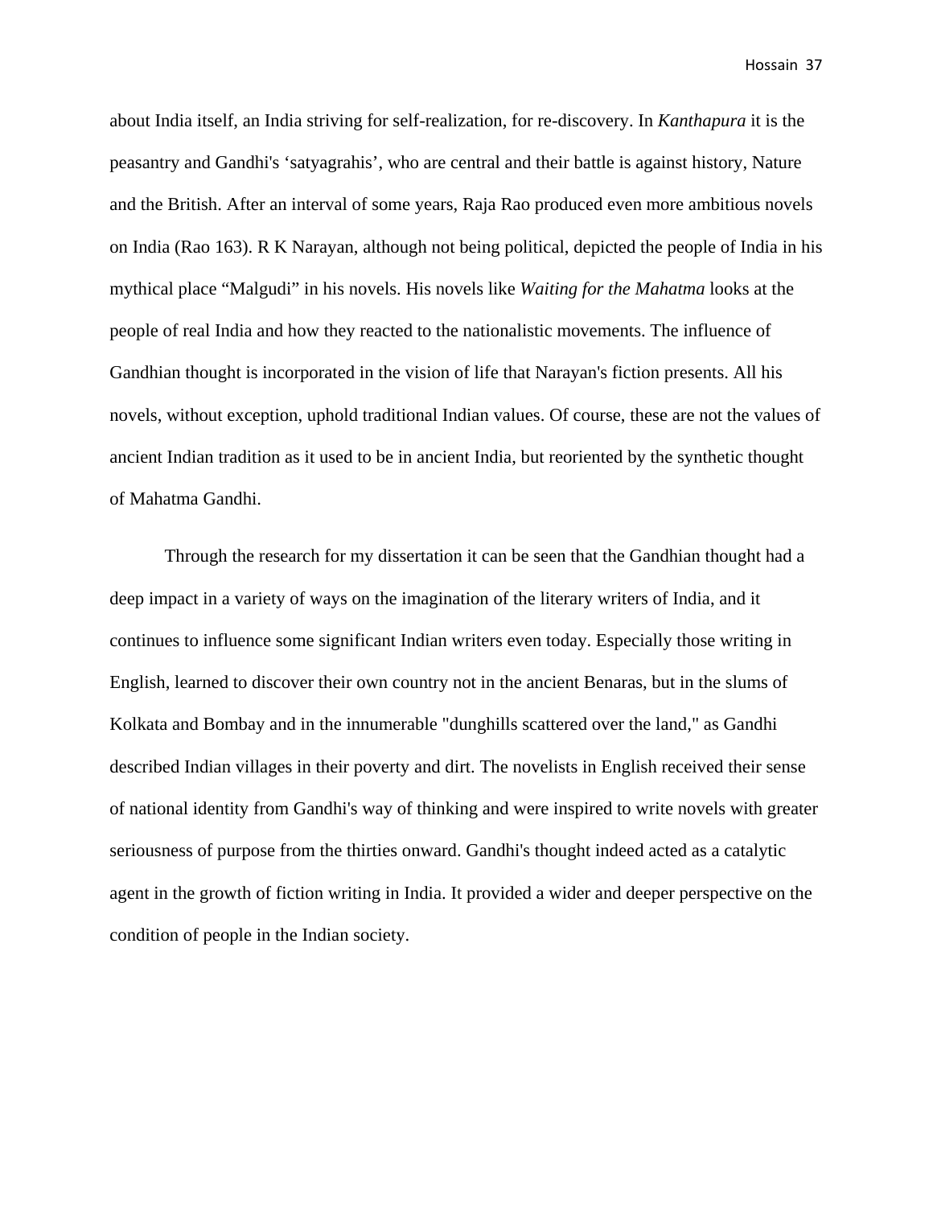about India itself, an India striving for self-realization, for re-discovery. In *Kanthapura* it is the peasantry and Gandhi's 'satyagrahis', who are central and their battle is against history, Nature and the British. After an interval of some years, Raja Rao produced even more ambitious novels on India (Rao 163). R K Narayan, although not being political, depicted the people of India in his mythical place "Malgudi" in his novels. His novels like *Waiting for the Mahatma* looks at the people of real India and how they reacted to the nationalistic movements. The influence of Gandhian thought is incorporated in the vision of life that Narayan's fiction presents. All his novels, without exception, uphold traditional Indian values. Of course, these are not the values of ancient Indian tradition as it used to be in ancient India, but reoriented by the synthetic thought of Mahatma Gandhi.

Through the research for my dissertation it can be seen that the Gandhian thought had a deep impact in a variety of ways on the imagination of the literary writers of India, and it continues to influence some significant Indian writers even today. Especially those writing in English, learned to discover their own country not in the ancient Benaras, but in the slums of Kolkata and Bombay and in the innumerable "dunghills scattered over the land," as Gandhi described Indian villages in their poverty and dirt. The novelists in English received their sense of national identity from Gandhi's way of thinking and were inspired to write novels with greater seriousness of purpose from the thirties onward. Gandhi's thought indeed acted as a catalytic agent in the growth of fiction writing in India. It provided a wider and deeper perspective on the condition of people in the Indian society.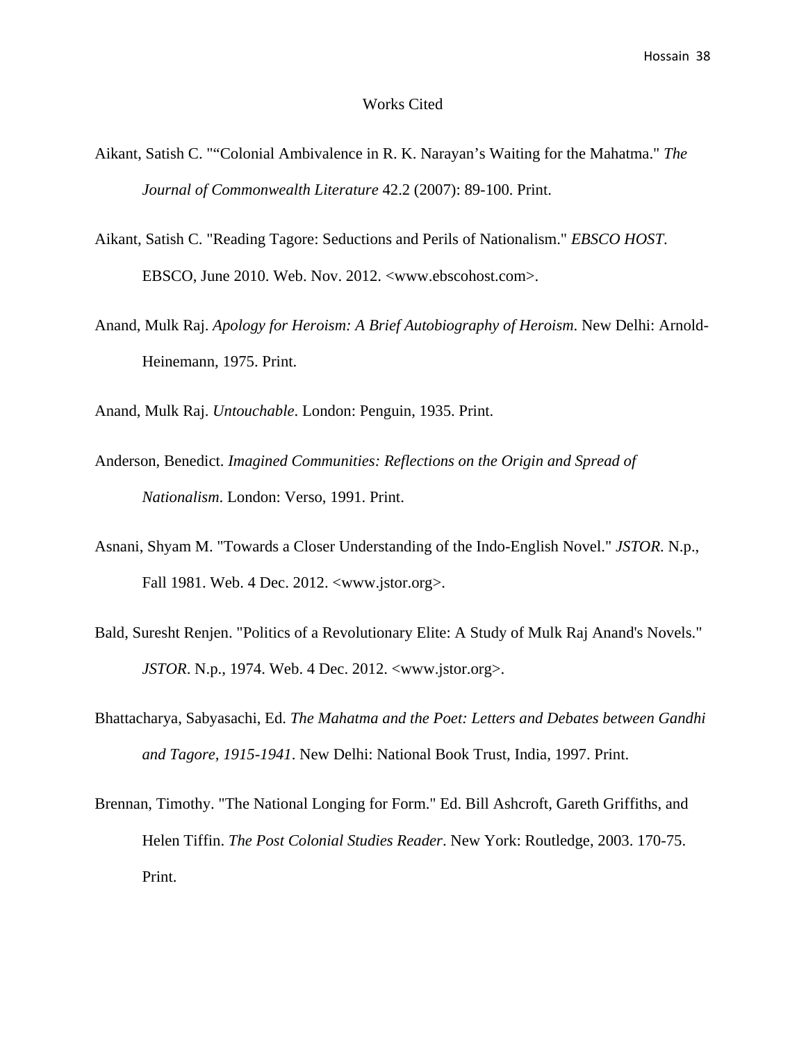# Works Cited

Aikant, Satish C. "“Colonial Ambivalence in R. K. Narayan’s Waiting for the Mahatma." *The Journal of Commonwealth Literature* 42.2 (2007): 89-100. Print.

Aikant, Satish C. "Reading Tagore: Seductions and Perils of Nationalism." *EBSCO HOST*. EBSCO, June 2010. Web. Nov. 2012. <www.ebscohost.com>.

Anand, Mulk Raj. *Apology for Heroism: A Brief Autobiography of Heroism*. New Delhi: Arnold-Heinemann, 1975. Print.

Anand, Mulk Raj. *Untouchable*. London: Penguin, 1935. Print.

Anderson, Benedict. *Imagined Communities: Reflections on the Origin and Spread of Nationalism*. London: Verso, 1991. Print.

Asnani, Shyam M. "Towards a Closer Understanding of the Indo-English Novel." *JSTOR*. N.p., Fall 1981. Web. 4 Dec. 2012. <www.jstor.org>.

Bald, Suresht Renjen. "Politics of a Revolutionary Elite: A Study of Mulk Raj Anand's Novels." *JSTOR*. N.p., 1974. Web. 4 Dec. 2012. <www.jstor.org>.

Bhattacharya, Sabyasachi, Ed. *The Mahatma and the Poet: Letters and Debates between Gandhi and Tagore, 1915-1941*. New Delhi: National Book Trust, India, 1997. Print.

Brennan, Timothy. "The National Longing for Form." Ed. Bill Ashcroft, Gareth Griffiths, and Helen Tiffin. *The Post Colonial Studies Reader*. New York: Routledge, 2003. 170-75. Print.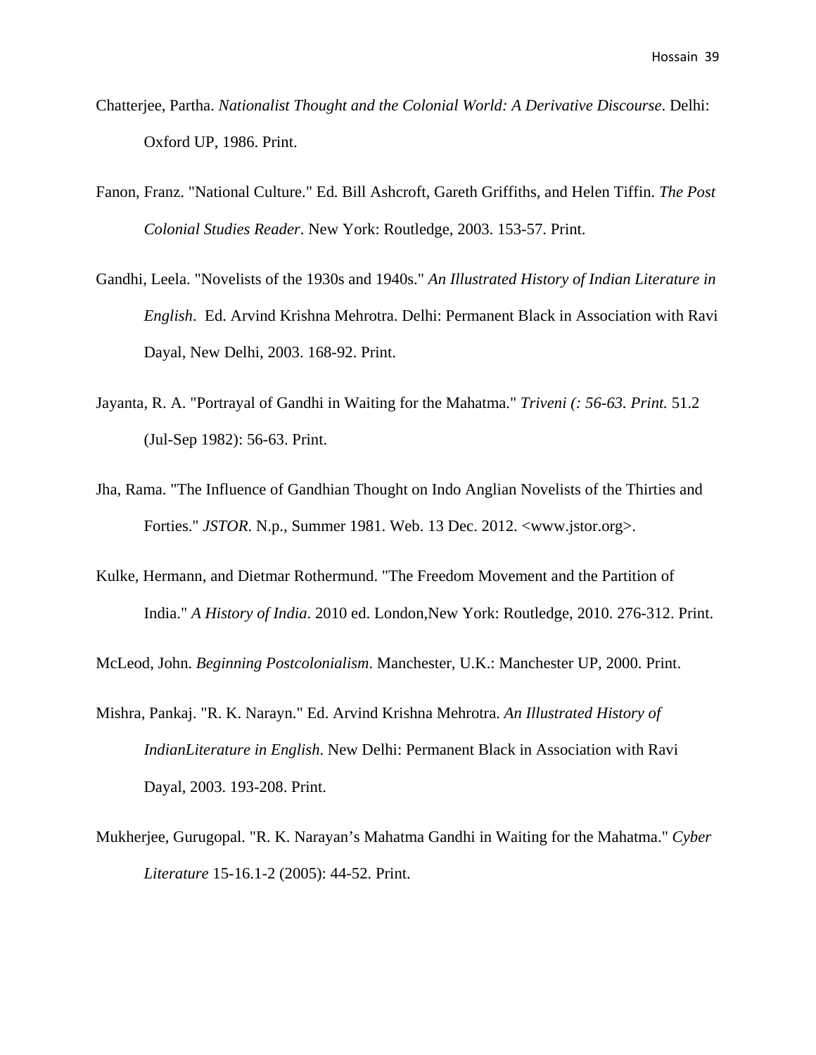Chatterjee, Partha. *Nationalist Thought and the Colonial World: A Derivative Discourse*. Delhi: Oxford UP, 1986. Print.

Fanon, Franz. "National Culture." Ed. Bill Ashcroft, Gareth Griffiths, and Helen Tiffin. *The Post Colonial Studies Reader*. New York: Routledge, 2003. 153-57. Print.

Gandhi, Leela. "Novelists of the 1930s and 1940s." *An Illustrated History of Indian Literature in English*. Ed. Arvind Krishna Mehrotra. Delhi: Permanent Black in Association with Ravi Dayal, New Delhi, 2003. 168-92. Print.

Jayanta, R. A. "Portrayal of Gandhi in Waiting for the Mahatma." *Triveni (: 56-63. Print.* 51.2 (Jul-Sep 1982): 56-63. Print.

Jha, Rama. "The Influence of Gandhian Thought on Indo Anglian Novelists of the Thirties and Forties." *JSTOR*. N.p., Summer 1981. Web. 13 Dec. 2012. <www.jstor.org>.

Kulke, Hermann, and Dietmar Rothermund. "The Freedom Movement and the Partition of India." *A History of India*. 2010 ed. London,New York: Routledge, 2010. 276-312. Print.

McLeod, John. *Beginning Postcolonialism*. Manchester, U.K.: Manchester UP, 2000. Print.

Mishra, Pankaj. "R. K. Narayn." Ed. Arvind Krishna Mehrotra. *An Illustrated History of IndianLiterature in English*. New Delhi: Permanent Black in Association with Ravi Dayal, 2003. 193-208. Print.

Mukherjee, Gurugopal. "R. K. Narayan's Mahatma Gandhi in Waiting for the Mahatma." *Cyber Literature* 15-16.1-2 (2005): 44-52. Print.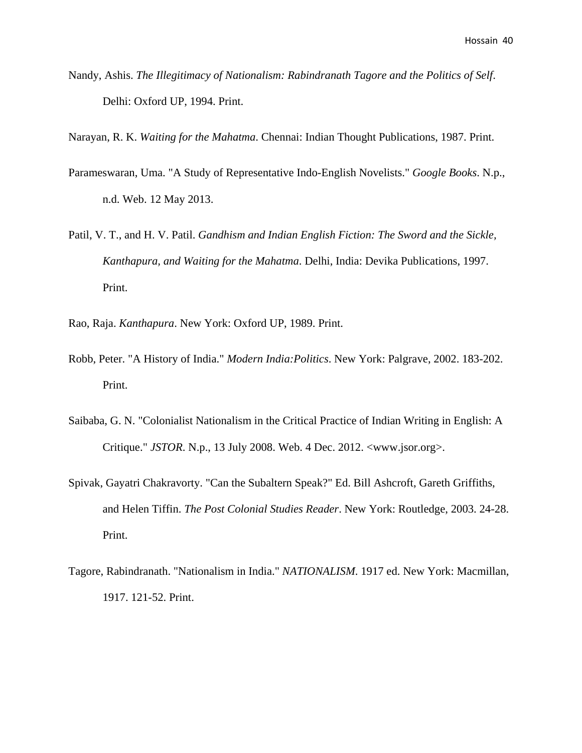Nandy, Ashis. *The Illegitimacy of Nationalism: Rabindranath Tagore and the Politics of Self*. Delhi: Oxford UP, 1994. Print.

Narayan, R. K. *Waiting for the Mahatma*. Chennai: Indian Thought Publications, 1987. Print.

Parameswaran, Uma. "A Study of Representative Indo-English Novelists." *Google Books*. N.p., n.d. Web. 12 May 2013.

Patil, V. T., and H. V. Patil. *Gandhism and Indian English Fiction: The Sword and the Sickle, Kanthapura, and Waiting for the Mahatma*. Delhi, India: Devika Publications, 1997. Print.

Rao, Raja. *Kanthapura*. New York: Oxford UP, 1989. Print.

Robb, Peter. "A History of India." *Modern India:Politics*. New York: Palgrave, 2002. 183-202. Print.

Saibaba, G. N. "Colonialist Nationalism in the Critical Practice of Indian Writing in English: A Critique." *JSTOR*. N.p., 13 July 2008. Web. 4 Dec. 2012. <www.jsor.org>.

Spivak, Gayatri Chakravorty. "Can the Subaltern Speak?" Ed. Bill Ashcroft, Gareth Griffiths, and Helen Tiffin. *The Post Colonial Studies Reader*. New York: Routledge, 2003. 24-28. Print.

Tagore, Rabindranath. "Nationalism in India." *NATIONALISM*. 1917 ed. New York: Macmillan, 1917. 121-52. Print.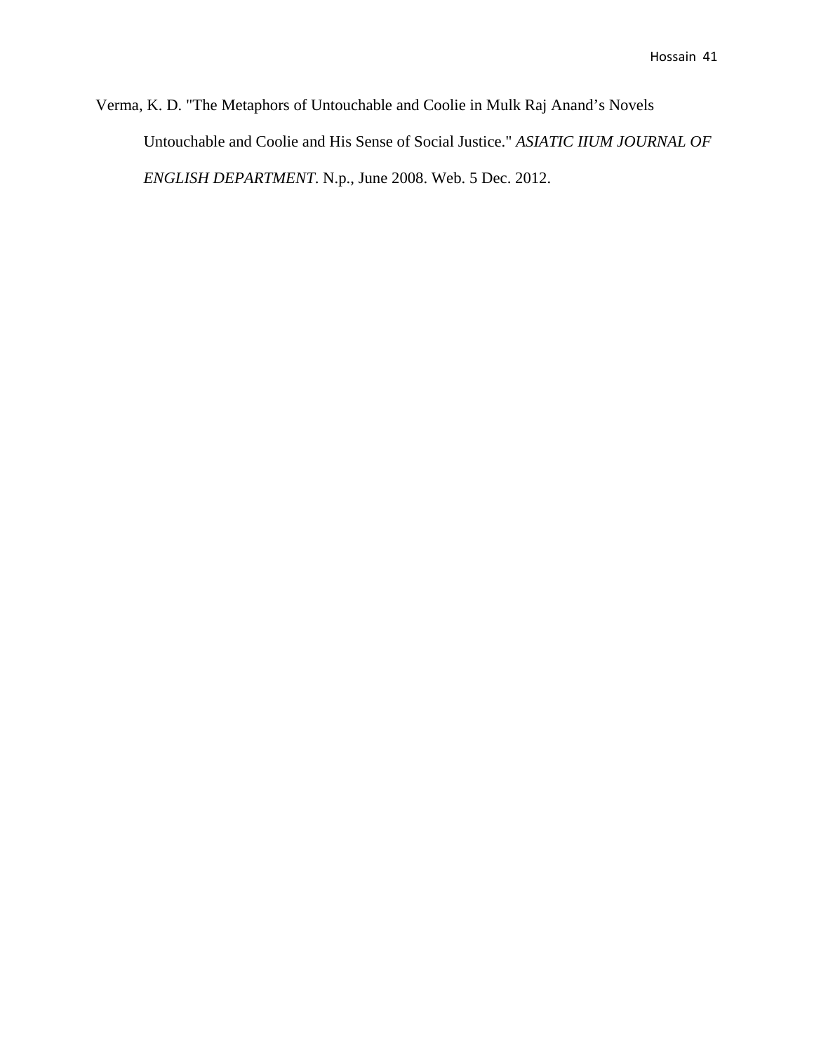Verma, K. D. "The Metaphors of Untouchable and Coolie in Mulk Raj Anand's Novels Untouchable and Coolie and His Sense of Social Justice." *ASIATIC IIUM JOURNAL OF ENGLISH DEPARTMENT*. N.p., June 2008. Web. 5 Dec. 2012.